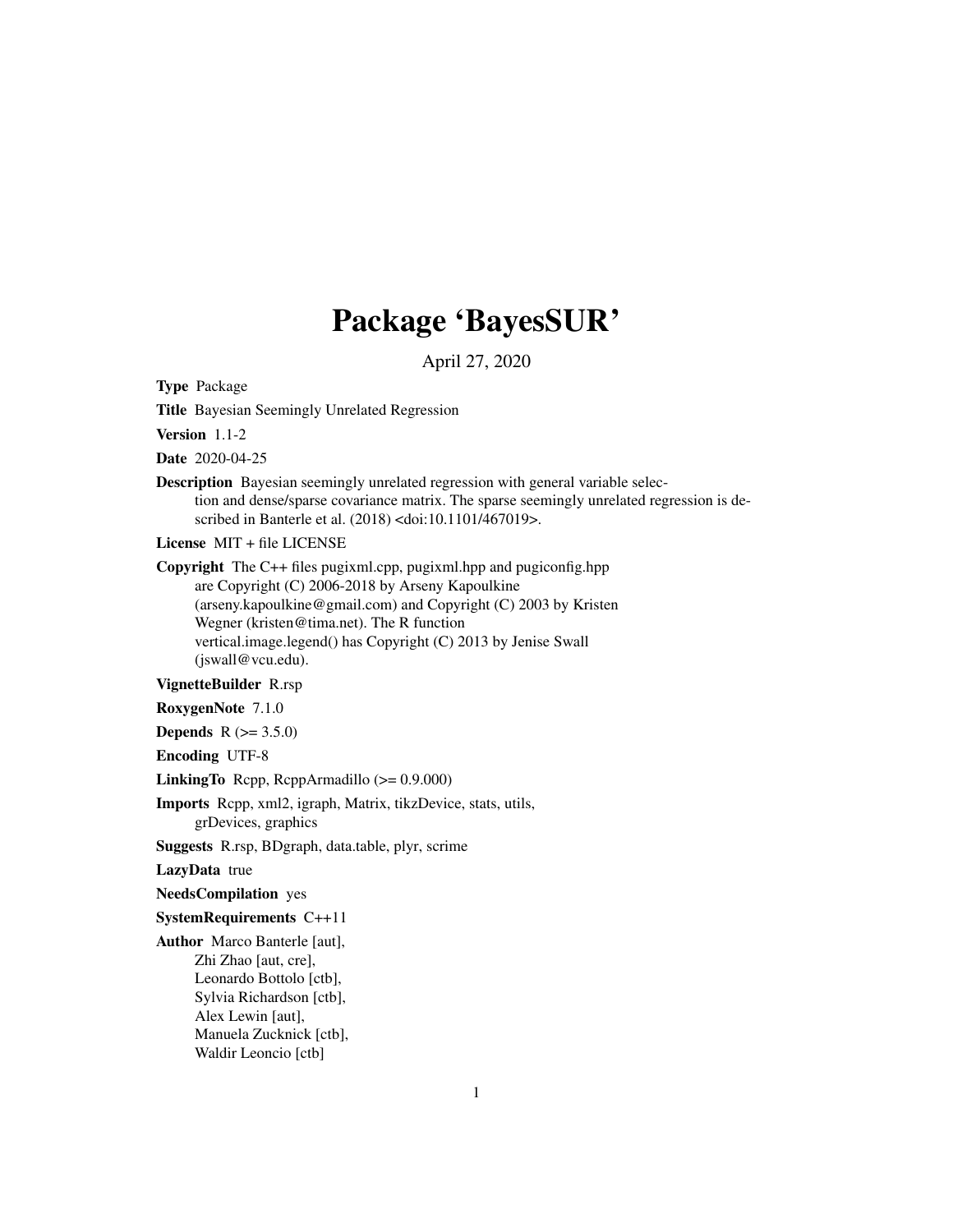# Package 'BayesSUR'

April 27, 2020

**Type** Package

**Title** Bayesian Seemingly Unrelated Regression

**Version** 1.1-2

**Date** 2020-04-25

**Description** Bayesian seemingly unrelated regression with general variable selection and dense/sparse covariance matrix. The sparse seemingly unrelated regression is described in Banterle et al. (2018) <doi:10.1101/467019>.

**License** MIT + file LICENSE

**Copyright** The C++ files pugixml.cpp, pugixml.hpp and pugiconfig.hpp are Copyright (C) 2006-2018 by Arseny Kapoulkine (arseny.kapoulkine@gmail.com) and Copyright (C) 2003 by Kristen Wegner (kristen@tima.net). The R function vertical.image.legend() has Copyright (C) 2013 by Jenise Swall (jswall@vcu.edu).

**VignetteBuilder** R.rsp

**RoxygenNote** 7.1.0

**Depends** R (>= 3.5.0)

**Encoding** UTF-8

**LinkingTo** Rcpp, RcppArmadillo (>= 0.9.000)

**Imports** Rcpp, xml2, igraph, Matrix, tikzDevice, stats, utils, grDevices, graphics

**Suggests** R.rsp, BDgraph, data.table, plyr, scrime

**LazyData** true

**NeedsCompilation** yes

**SystemRequirements** C++11

**Author** Marco Banterle [aut],
Zhi Zhao [aut, cre],
Leonardo Bottolo [ctb],
Sylvia Richardson [ctb],
Alex Lewin [aut],
Manuela Zucknick [ctb],
Waldir Leoncio [ctb]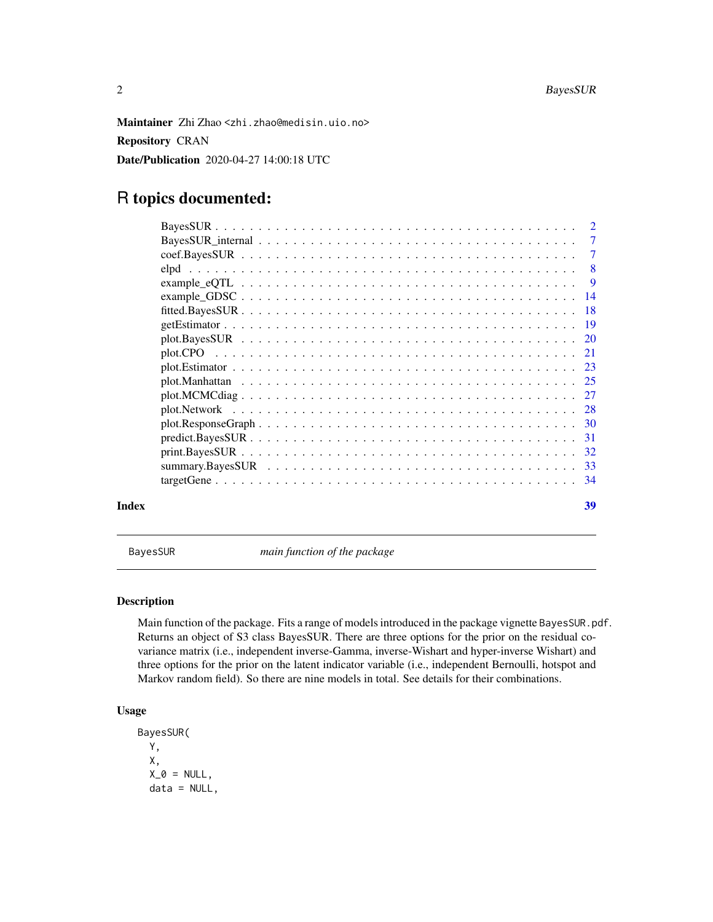**Maintainer** Zhi Zhao <zhi.zhao@medisin.uio.no>

**Repository** CRAN

**Date/Publication** 2020-04-27 14:00:18 UTC

# R topics documented:

| | |
|---|---|
| BayesSUR | 2 |
| BayesSUR_internal | 7 |
| coef.BayesSUR | 7 |
| elpd | 8 |
| example_eQTL | 9 |
| example_GDSC | 14 |
| fitted.BayesSUR | 18 |
| getEstimator | 19 |
| plot.BayesSUR | 20 |
| plot.CPO | 21 |
| plot.Estimator | 23 |
| plot.Manhattan | 25 |
| plot.MCMCdiag | 27 |
| plot.Network | 28 |
| plot.ResponseGraph | 30 |
| predict.BayesSUR | 31 |
| print.BayesSUR | 32 |
| summary.BayesSUR | 33 |
| targetGene | 34 |
| **Index** | **39** |

---

BayesSUR *main function of the package*

---

## Description

Main function of the package. Fits a range of models introduced in the package vignette BayesSUR.pdf. Returns an object of S3 class BayesSUR. There are three options for the prior on the residual covariance matrix (i.e., independent inverse-Gamma, inverse-Wishart and hyper-inverse Wishart) and three options for the prior on the latent indicator variable (i.e., independent Bernoulli, hotspot and Markov random field). So there are nine models in total. See details for their combinations.

## Usage

```
BayesSUR(
  Y,
  X,
  X_0 = NULL,
  data = NULL,
```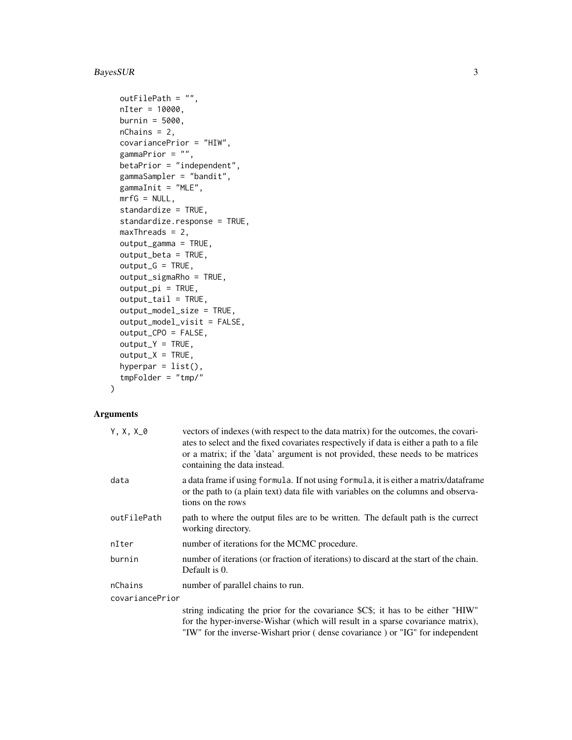```
  outFilePath = "",
  nIter = 10000,
  burnin = 5000,
  nChains = 2,
  covariancePrior = "HIW",
  gammaPrior = "",
  betaPrior = "independent",
  gammaSampler = "bandit",
  gammaInit = "MLE",
  mrfG = NULL,
  standardize = TRUE,
  standardize.response = TRUE,
  maxThreads = 2,
  output_gamma = TRUE,
  output_beta = TRUE,
  output_G = TRUE,
  output_sigmaRho = TRUE,
  output_pi = TRUE,
  output_tail = TRUE,
  output_model_size = TRUE,
  output_model_visit = FALSE,
  output_CPO = FALSE,
  output_Y = TRUE,
  output_X = TRUE,
  hyperpar = list(),
  tmpFolder = "tmp/"
)
```

## Arguments

| | |
|---|---|
| `Y, X, X_0` | vectors of indexes (with respect to the data matrix) for the outcomes, the covariates to select and the fixed covariates respectively if data is either a path to a file or a matrix; if the 'data' argument is not provided, these needs to be matrices containing the data instead. |
| `data` | a data frame if using `formula`. If not using `formula`, it is either a matrix/dataframe or the path to (a plain text) data file with variables on the columns and observations on the rows |
| `outFilePath` | path to where the output files are to be written. The default path is the currect working directory. |
| `nIter` | number of iterations for the MCMC procedure. |
| `burnin` | number of iterations (or fraction of iterations) to discard at the start of the chain. Default is 0. |
| `nChains` | number of parallel chains to run. |
| `covariancePrior` | string indicating the prior for the covariance $C$; it has to be either "HIW" for the hyper-inverse-Wishar (which will result in a sparse covariance matrix), "IW" for the inverse-Wishart prior ( dense covariance ) or "IG" for independent |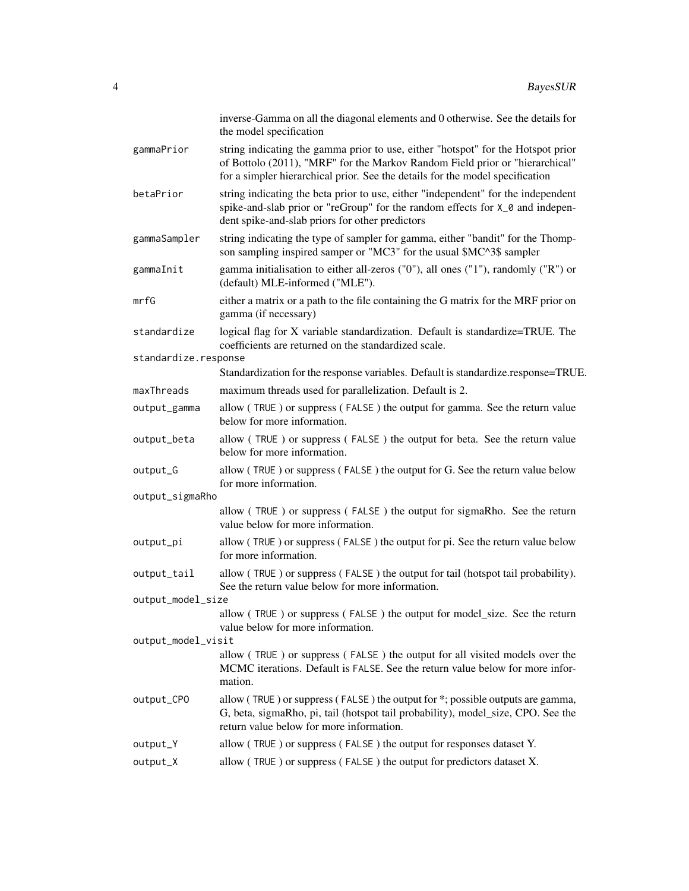inverse-Gamma on all the diagonal elements and 0 otherwise. See the details for the model specification

| | |
|---|---|
| gammaPrior | string indicating the gamma prior to use, either "hotspot" for the Hotspot prior of Bottolo (2011), "MRF" for the Markov Random Field prior or "hierarchical" for a simpler hierarchical prior. See the details for the model specification |
| betaPrior | string indicating the beta prior to use, either "independent" for the independent spike-and-slab prior or "reGroup" for the random effects for `X_0` and independent spike-and-slab priors for other predictors |
| gammaSampler | string indicating the type of sampler for gamma, either "bandit" for the Thompson sampling inspired samper or "MC3" for the usual $MC^3$ sampler |
| gammaInit | gamma initialisation to either all-zeros ("0"), all ones ("1"), randomly ("R") or (default) MLE-informed ("MLE"). |
| mrfG | either a matrix or a path to the file containing the G matrix for the MRF prior on gamma (if necessary) |
| standardize | logical flag for X variable standardization. Default is standardize=TRUE. The coefficients are returned on the standardized scale. |
| standardize.response | Standardization for the response variables. Default is standardize.response=TRUE. |
| maxThreads | maximum threads used for parallelization. Default is 2. |
| output_gamma | allow ( TRUE ) or suppress ( FALSE ) the output for gamma. See the return value below for more information. |
| output_beta | allow ( TRUE ) or suppress ( FALSE ) the output for beta. See the return value below for more information. |
| output_G | allow ( TRUE ) or suppress ( FALSE ) the output for G. See the return value below for more information. |
| output_sigmaRho | allow ( TRUE ) or suppress ( FALSE ) the output for sigmaRho. See the return value below for more information. |
| output_pi | allow ( TRUE ) or suppress ( FALSE ) the output for pi. See the return value below for more information. |
| output_tail | allow ( TRUE ) or suppress ( FALSE ) the output for tail (hotspot tail probability). See the return value below for more information. |
| output_model_size | allow ( TRUE ) or suppress ( FALSE ) the output for model_size. See the return value below for more information. |
| output_model_visit | allow ( TRUE ) or suppress ( FALSE ) the output for all visited models over the MCMC iterations. Default is FALSE. See the return value below for more information. |
| output_CPO | allow ( TRUE ) or suppress ( FALSE ) the output for *; possible outputs are gamma, G, beta, sigmaRho, pi, tail (hotspot tail probability), model_size, CPO. See the return value below for more information. |
| output_Y | allow ( TRUE ) or suppress ( FALSE ) the output for responses dataset Y. |
| output_X | allow ( TRUE ) or suppress ( FALSE ) the output for predictors dataset X. |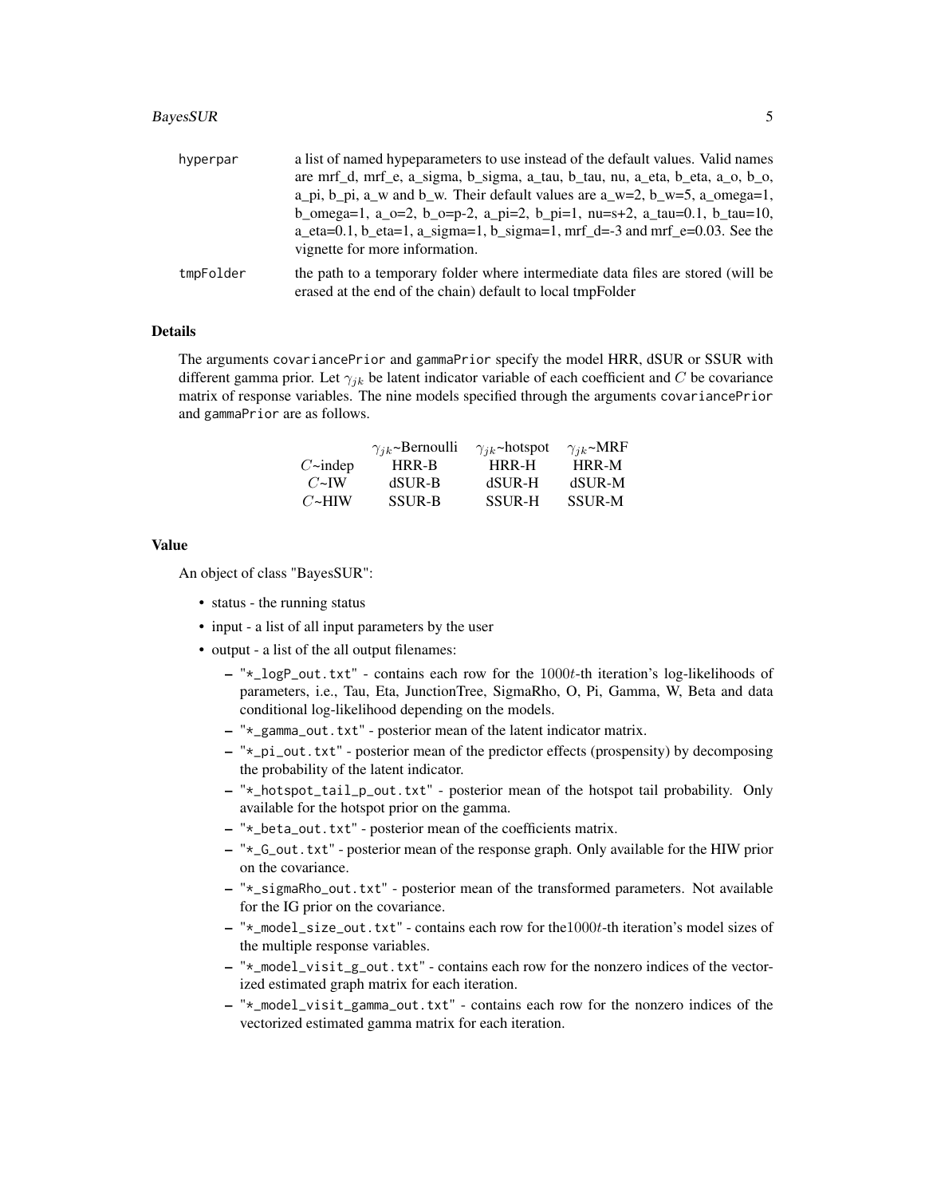hyperpar
: a list of named hypeparameters to use instead of the default values. Valid names are mrf_d, mrf_e, a_sigma, b_sigma, a_tau, b_tau, nu, a_eta, b_eta, a_o, b_o, a_pi, b_pi, a_w and b_w. Their default values are a_w=2, b_w=5, a_omega=1, b_omega=1, a_o=2, b_o=p-2, a_pi=2, b_pi=1, nu=s+2, a_tau=0.1, b_tau=10, a_eta=0.1, b_eta=1, a_sigma=1, b_sigma=1, mrf_d=-3 and mrf_e=0.03. See the vignette for more information.

tmpFolder
: the path to a temporary folder where intermediate data files are stored (will be erased at the end of the chain) default to local tmpFolder

### Details

The arguments covariancePrior and gammaPrior specify the model HRR, dSUR or SSUR with different gamma prior. Let $\gamma_{jk}$ be latent indicator variable of each coefficient and $C$ be covariance matrix of response variables. The nine models specified through the arguments covariancePrior and gammaPrior are as follows.

| | $\gamma_{jk}$~Bernoulli | $\gamma_{jk}$~hotspot | $\gamma_{jk}$~MRF |
|---|---|---|---|
| $C$~indep | HRR-B | HRR-H | HRR-M |
| $C$~IW | dSUR-B | dSUR-H | dSUR-M |
| $C$~HIW | SSUR-B | SSUR-H | SSUR-M |

### Value

An object of class "BayesSUR":

- status - the running status
- input - a list of all input parameters by the user
- output - a list of the all output filenames:
  - "*_logP_out.txt" - contains each row for the $1000t$-th iteration's log-likelihoods of parameters, i.e., Tau, Eta, JunctionTree, SigmaRho, O, Pi, Gamma, W, Beta and data conditional log-likelihood depending on the models.
  - "*_gamma_out.txt" - posterior mean of the latent indicator matrix.
  - "*_pi_out.txt" - posterior mean of the predictor effects (prospensity) by decomposing the probability of the latent indicator.
  - "*_hotspot_tail_p_out.txt" - posterior mean of the hotspot tail probability. Only available for the hotspot prior on the gamma.
  - "*_beta_out.txt" - posterior mean of the coefficients matrix.
  - "*_G_out.txt" - posterior mean of the response graph. Only available for the HIW prior on the covariance.
  - "*_sigmaRho_out.txt" - posterior mean of the transformed parameters. Not available for the IG prior on the covariance.
  - "*_model_size_out.txt" - contains each row for the$1000t$-th iteration's model sizes of the multiple response variables.
  - "*_model_visit_g_out.txt" - contains each row for the nonzero indices of the vectorized estimated graph matrix for each iteration.
  - "*_model_visit_gamma_out.txt" - contains each row for the nonzero indices of the vectorized estimated gamma matrix for each iteration.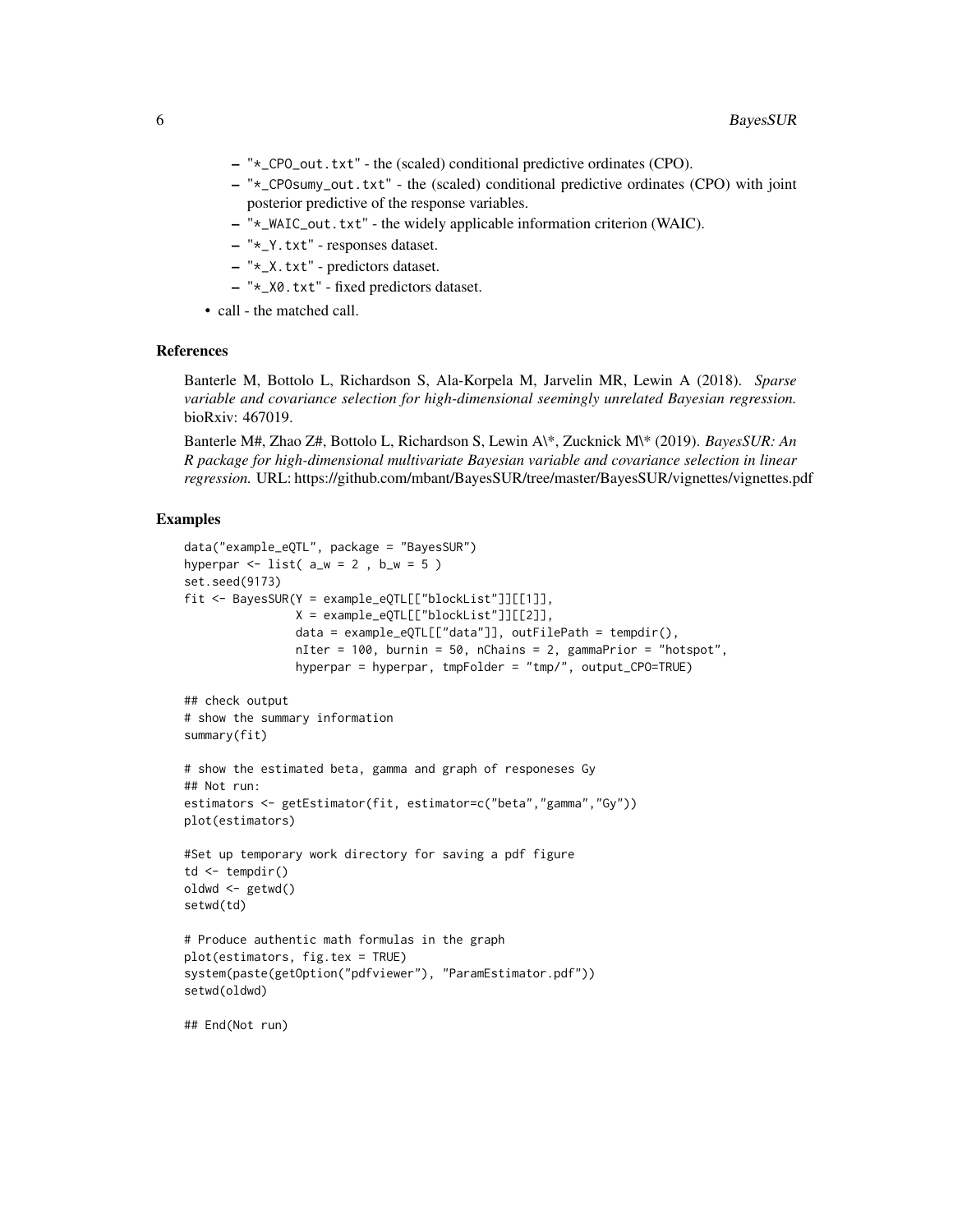- "*_CPO_out.txt" - the (scaled) conditional predictive ordinates (CPO).
  - "*_CPOsumy_out.txt" - the (scaled) conditional predictive ordinates (CPO) with joint posterior predictive of the response variables.
  - "*_WAIC_out.txt" - the widely applicable information criterion (WAIC).
  - "*_Y.txt" - responses dataset.
  - "*_X.txt" - predictors dataset.
  - "*_X0.txt" - fixed predictors dataset.
- call - the matched call.

### References

Banterle M, Bottolo L, Richardson S, Ala-Korpela M, Jarvelin MR, Lewin A (2018). *Sparse variable and covariance selection for high-dimensional seemingly unrelated Bayesian regression.* bioRxiv: 467019.

Banterle M#, Zhao Z#, Bottolo L, Richardson S, Lewin A\*, Zucknick M\* (2019). *BayesSUR: An R package for high-dimensional multivariate Bayesian variable and covariance selection in linear regression.* URL: https://github.com/mbant/BayesSUR/tree/master/BayesSUR/vignettes/vignettes.pdf

### Examples

```
data("example_eQTL", package = "BayesSUR")
hyperpar <- list( a_w = 2 , b_w = 5 )
set.seed(9173)
fit <- BayesSUR(Y = example_eQTL[["blockList"]][[1]],
                X = example_eQTL[["blockList"]][[2]],
                data = example_eQTL[["data"]], outFilePath = tempdir(),
                nIter = 100, burnin = 50, nChains = 2, gammaPrior = "hotspot",
                hyperpar = hyperpar, tmpFolder = "tmp/", output_CPO=TRUE)

## check output
# show the summary information
summary(fit)

# show the estimated beta, gamma and graph of responeses Gy
## Not run:
estimators <- getEstimator(fit, estimator=c("beta","gamma","Gy"))
plot(estimators)

#Set up temporary work directory for saving a pdf figure
td <- tempdir()
oldwd <- getwd()
setwd(td)

# Produce authentic math formulas in the graph
plot(estimators, fig.tex = TRUE)
system(paste(getOption("pdfviewer"), "ParamEstimator.pdf"))
setwd(oldwd)

## End(Not run)
```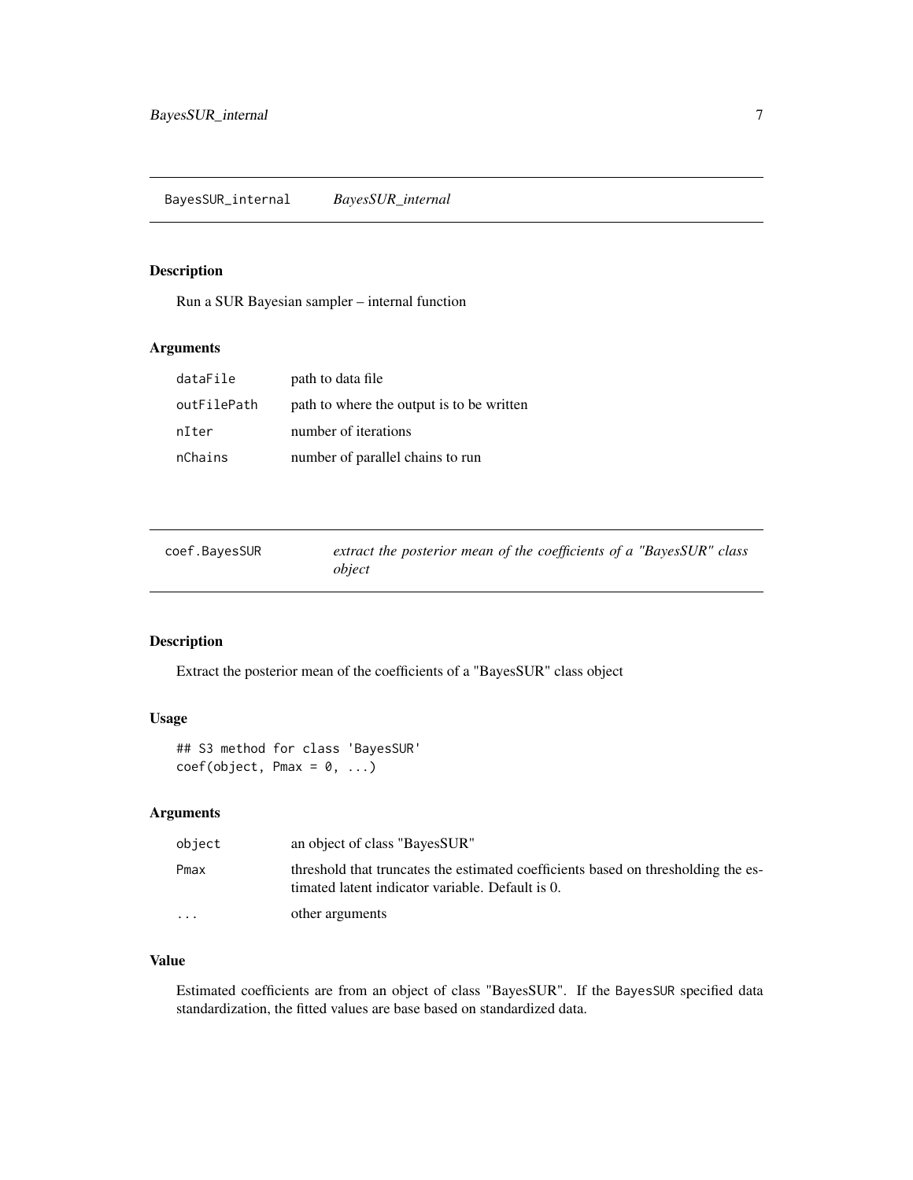## BayesSUR_internal *BayesSUR_internal*

### Description

Run a SUR Bayesian sampler – internal function

### Arguments

| | |
|---|---|
| dataFile | path to data file |
| outFilePath | path to where the output is to be written |
| nIter | number of iterations |
| nChains | number of parallel chains to run |

## coef.BayesSUR *extract the posterior mean of the coefficients of a "BayesSUR" class object*

### Description

Extract the posterior mean of the coefficients of a "BayesSUR" class object

### Usage

```
## S3 method for class 'BayesSUR'
coef(object, Pmax = 0, ...)
```

### Arguments

| | |
|---|---|
| object | an object of class "BayesSUR" |
| Pmax | threshold that truncates the estimated coefficients based on thresholding the estimated latent indicator variable. Default is 0. |
| ... | other arguments |

### Value

Estimated coefficients are from an object of class "BayesSUR". If the `BayesSUR` specified data standardization, the fitted values are base based on standardized data.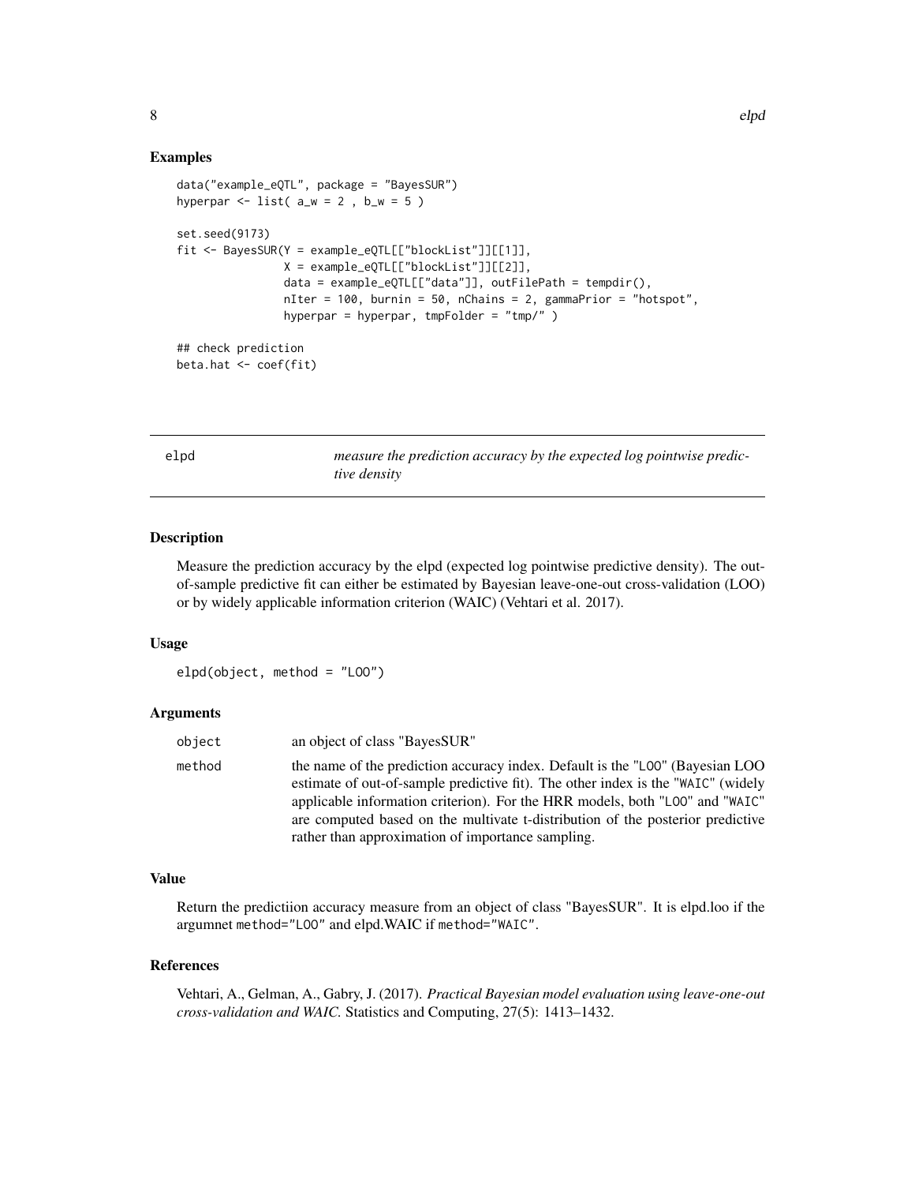### Examples

```
data("example_eQTL", package = "BayesSUR")
hyperpar <- list( a_w = 2 , b_w = 5 )

set.seed(9173)
fit <- BayesSUR(Y = example_eQTL[["blockList"]][[1]],
                X = example_eQTL[["blockList"]][[2]],
                data = example_eQTL[["data"]], outFilePath = tempdir(),
                nIter = 100, burnin = 50, nChains = 2, gammaPrior = "hotspot",
                hyperpar = hyperpar, tmpFolder = "tmp/" )

## check prediction
beta.hat <- coef(fit)
```

---

## elpd — *measure the prediction accuracy by the expected log pointwise predictive density*

---

### Description

Measure the prediction accuracy by the elpd (expected log pointwise predictive density). The out-of-sample predictive fit can either be estimated by Bayesian leave-one-out cross-validation (LOO) or by widely applicable information criterion (WAIC) (Vehtari et al. 2017).

### Usage

```
elpd(object, method = "LOO")
```

### Arguments

| | |
|---|---|
| `object` | an object of class "BayesSUR" |
| `method` | the name of the prediction accuracy index. Default is the "`LOO`" (Bayesian LOO estimate of out-of-sample predictive fit). The other index is the "`WAIC`" (widely applicable information criterion). For the HRR models, both "`LOO`" and "`WAIC`" are computed based on the multivate t-distribution of the posterior predictive rather than approximation of importance sampling. |

### Value

Return the predictiion accuracy measure from an object of class "BayesSUR". It is elpd.loo if the argumnet `method="LOO"` and elpd.WAIC if `method="WAIC"`.

### References

Vehtari, A., Gelman, A., Gabry, J. (2017). *Practical Bayesian model evaluation using leave-one-out cross-validation and WAIC.* Statistics and Computing, 27(5): 1413–1432.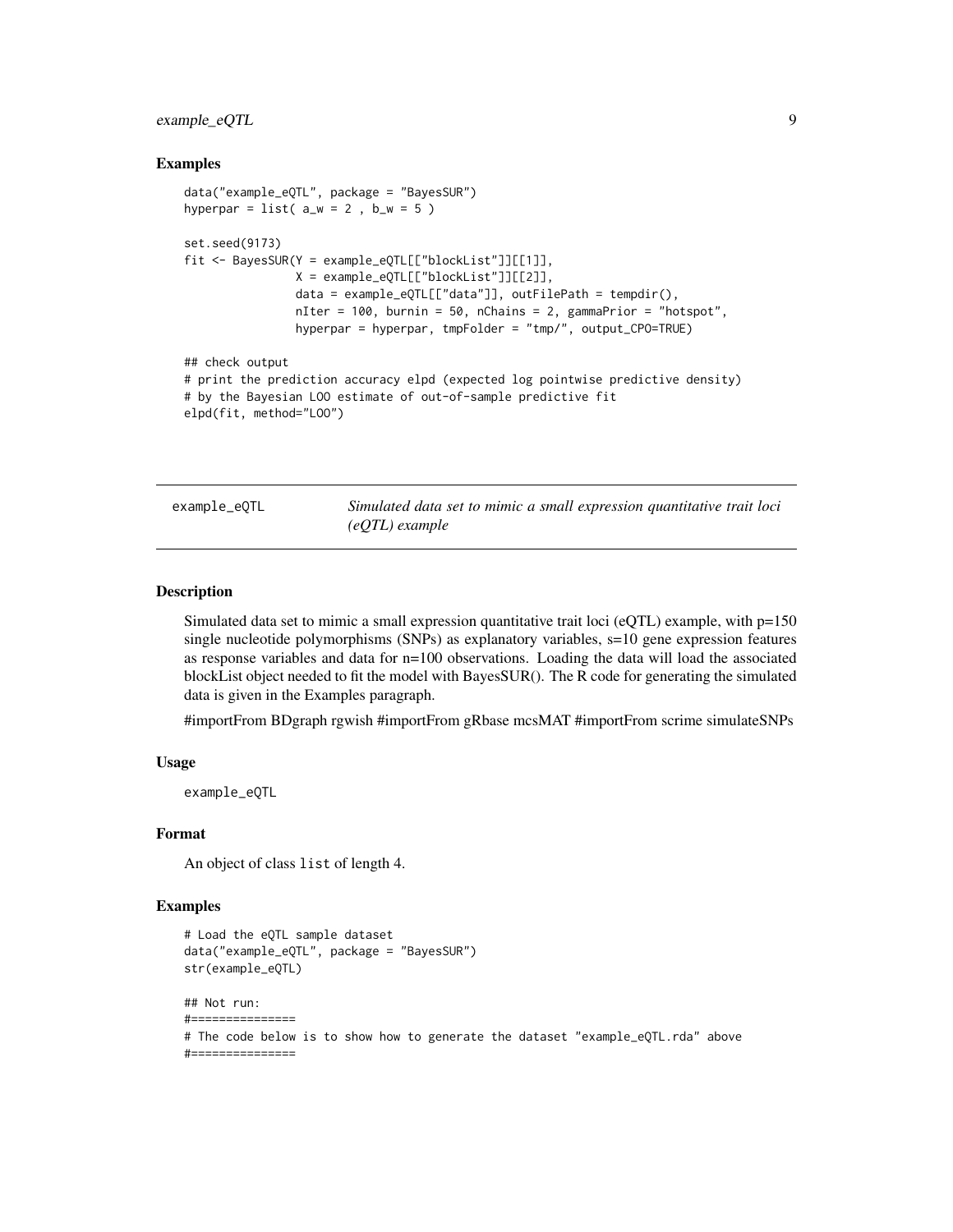### Examples

```
data("example_eQTL", package = "BayesSUR")
hyperpar = list( a_w = 2 , b_w = 5 )

set.seed(9173)
fit <- BayesSUR(Y = example_eQTL[["blockList"]][[1]],
                X = example_eQTL[["blockList"]][[2]],
                data = example_eQTL[["data"]], outFilePath = tempdir(),
                nIter = 100, burnin = 50, nChains = 2, gammaPrior = "hotspot",
                hyperpar = hyperpar, tmpFolder = "tmp/", output_CPO=TRUE)

## check output
# print the prediction accuracy elpd (expected log pointwise predictive density)
# by the Bayesian LOO estimate of out-of-sample predictive fit
elpd(fit, method="LOO")
```

---

## example_eQTL — *Simulated data set to mimic a small expression quantitative trait loci (eQTL) example*

### Description

Simulated data set to mimic a small expression quantitative trait loci (eQTL) example, with p=150 single nucleotide polymorphisms (SNPs) as explanatory variables, s=10 gene expression features as response variables and data for n=100 observations. Loading the data will load the associated blockList object needed to fit the model with BayesSUR(). The R code for generating the simulated data is given in the Examples paragraph.

#importFrom BDgraph rgwish #importFrom gRbase mcsMAT #importFrom scrime simulateSNPs

### Usage

```
example_eQTL
```

### Format

An object of class `list` of length 4.

### Examples

```
# Load the eQTL sample dataset
data("example_eQTL", package = "BayesSUR")
str(example_eQTL)

## Not run:
#===============
# The code below is to show how to generate the dataset "example_eQTL.rda" above
#===============
```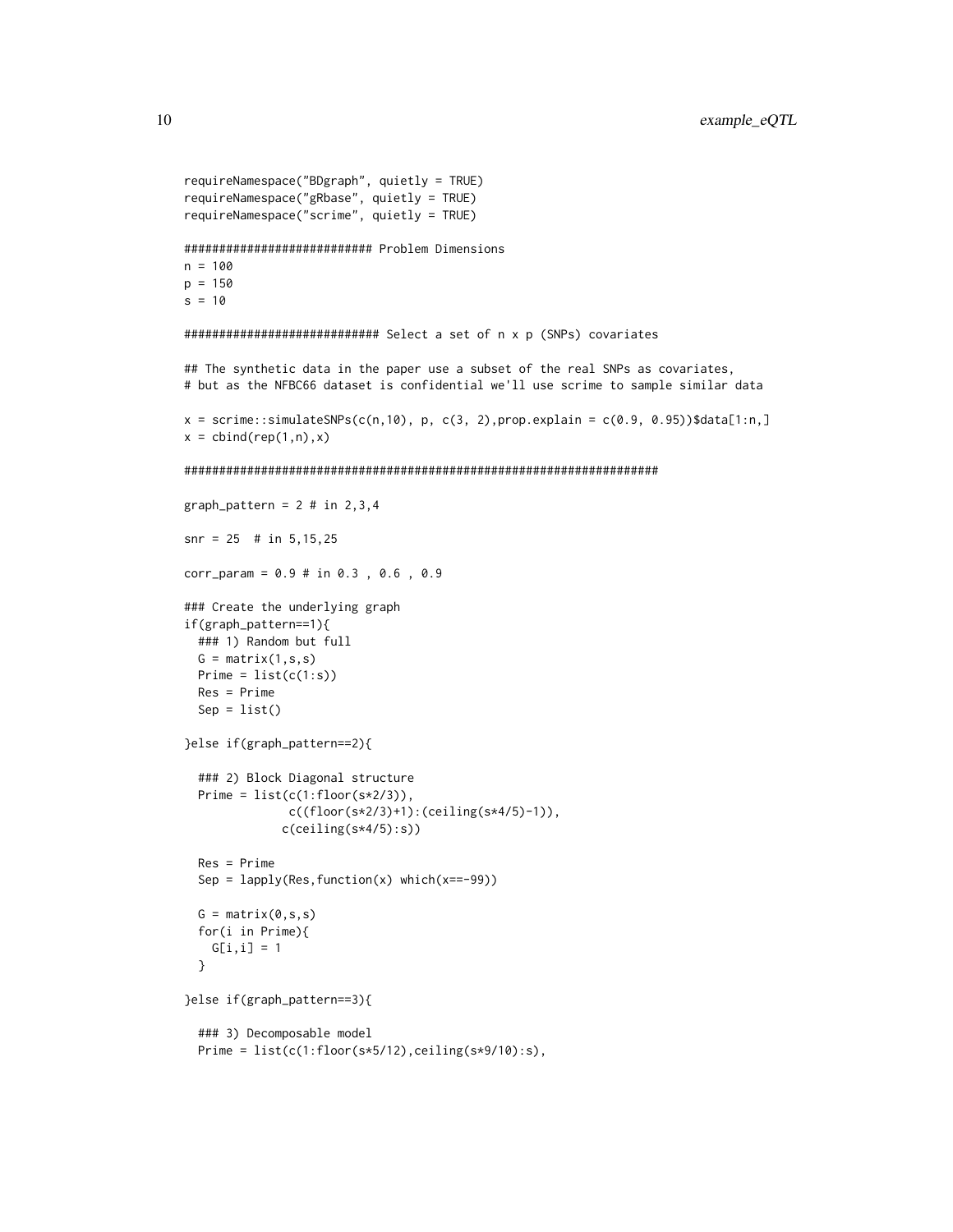```
requireNamespace("BDgraph", quietly = TRUE)
requireNamespace("gRbase", quietly = TRUE)
requireNamespace("scrime", quietly = TRUE)

########################## Problem Dimensions
n = 100
p = 150
s = 10

########################### Select a set of n x p (SNPs) covariates

## The synthetic data in the paper use a subset of the real SNPs as covariates,
# but as the NFBC66 dataset is confidential we'll use scrime to sample similar data

x = scrime::simulateSNPs(c(n,10), p, c(3, 2),prop.explain = c(0.9, 0.95))$data[1:n,]
x = cbind(rep(1,n),x)

#################################################################

graph_pattern = 2 # in 2,3,4

snr = 25  # in 5,15,25

corr_param = 0.9 # in 0.3 , 0.6 , 0.9

### Create the underlying graph
if(graph_pattern==1){
  ### 1) Random but full
  G = matrix(1,s,s)
  Prime = list(c(1:s))
  Res = Prime
  Sep = list()

}else if(graph_pattern==2){

  ### 2) Block Diagonal structure
  Prime = list(c(1:floor(s*2/3)),
               c((floor(s*2/3)+1):(ceiling(s*4/5)-1)),
              c(ceiling(s*4/5):s))

  Res = Prime
  Sep = lapply(Res,function(x) which(x==-99))

  G = matrix(0,s,s)
  for(i in Prime){
    G[i,i] = 1
  }

}else if(graph_pattern==3){

  ### 3) Decomposable model
  Prime = list(c(1:floor(s*5/12),ceiling(s*9/10):s),
```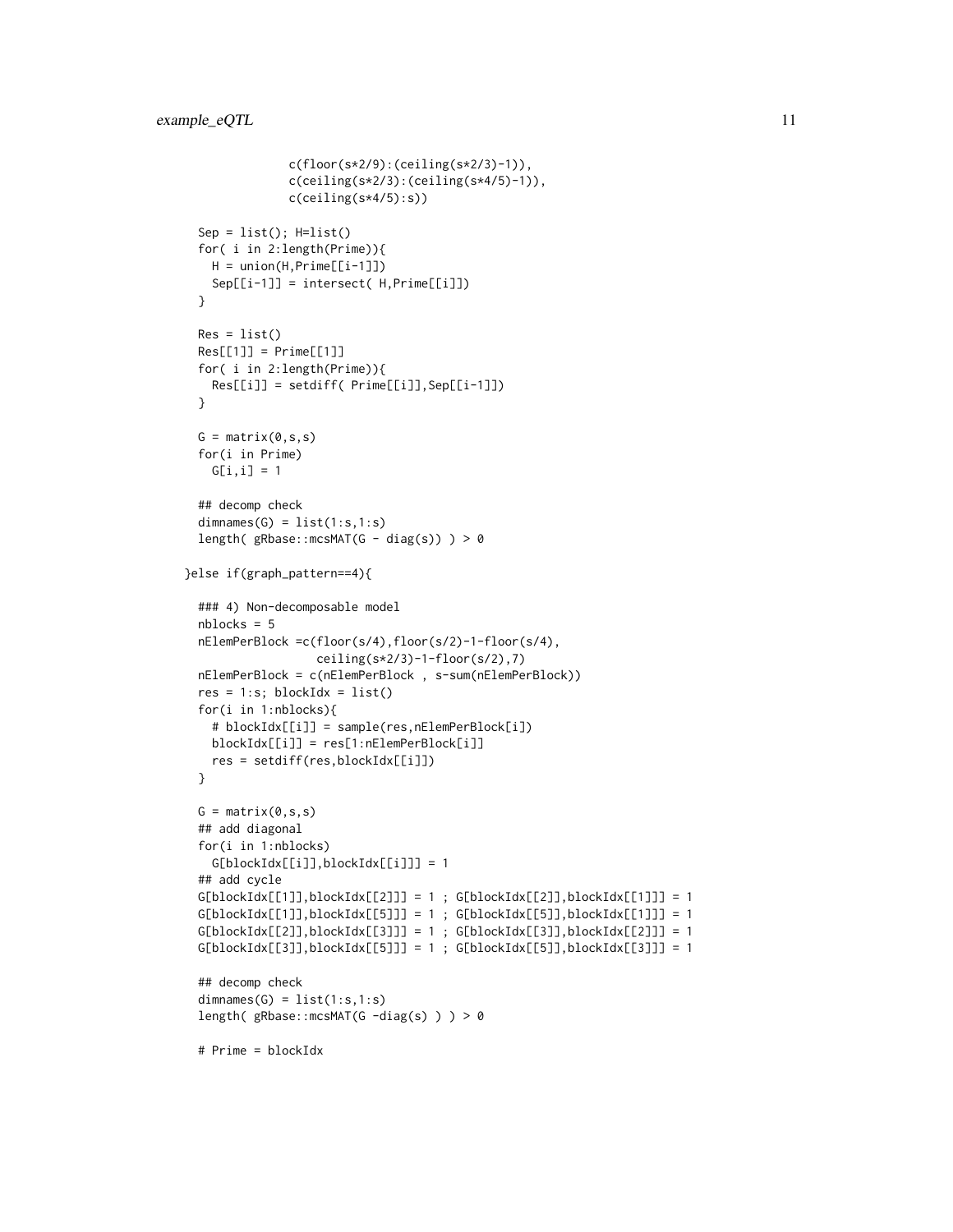```
                c(floor(s*2/9):(ceiling(s*2/3)-1)),
                c(ceiling(s*2/3):(ceiling(s*4/5)-1)),
                c(ceiling(s*4/5):s))

  Sep = list(); H=list()
  for( i in 2:length(Prime)){
    H = union(H,Prime[[i-1]])
    Sep[[i-1]] = intersect( H,Prime[[i]])
  }

  Res = list()
  Res[[1]] = Prime[[1]]
  for( i in 2:length(Prime)){
    Res[[i]] = setdiff( Prime[[i]],Sep[[i-1]])
  }

  G = matrix(0,s,s)
  for(i in Prime)
    G[i,i] = 1

  ## decomp check
  dimnames(G) = list(1:s,1:s)
  length( gRbase::mcsMAT(G - diag(s)) ) > 0

}else if(graph_pattern==4){

  ### 4) Non-decomposable model
  nblocks = 5
  nElemPerBlock =c(floor(s/4),floor(s/2)-1-floor(s/4),
                   ceiling(s*2/3)-1-floor(s/2),7)
  nElemPerBlock = c(nElemPerBlock , s-sum(nElemPerBlock))
  res = 1:s; blockIdx = list()
  for(i in 1:nblocks){
    # blockIdx[[i]] = sample(res,nElemPerBlock[i])
    blockIdx[[i]] = res[1:nElemPerBlock[i]]
    res = setdiff(res,blockIdx[[i]])
  }

  G = matrix(0,s,s)
  ## add diagonal
  for(i in 1:nblocks)
    G[blockIdx[[i]],blockIdx[[i]]] = 1
  ## add cycle
  G[blockIdx[[1]],blockIdx[[2]]] = 1 ; G[blockIdx[[2]],blockIdx[[1]]] = 1
  G[blockIdx[[1]],blockIdx[[5]]] = 1 ; G[blockIdx[[5]],blockIdx[[1]]] = 1
  G[blockIdx[[2]],blockIdx[[3]]] = 1 ; G[blockIdx[[3]],blockIdx[[2]]] = 1
  G[blockIdx[[3]],blockIdx[[5]]] = 1 ; G[blockIdx[[5]],blockIdx[[3]]] = 1

  ## decomp check
  dimnames(G) = list(1:s,1:s)
  length( gRbase::mcsMAT(G -diag(s) ) ) > 0

  # Prime = blockIdx
```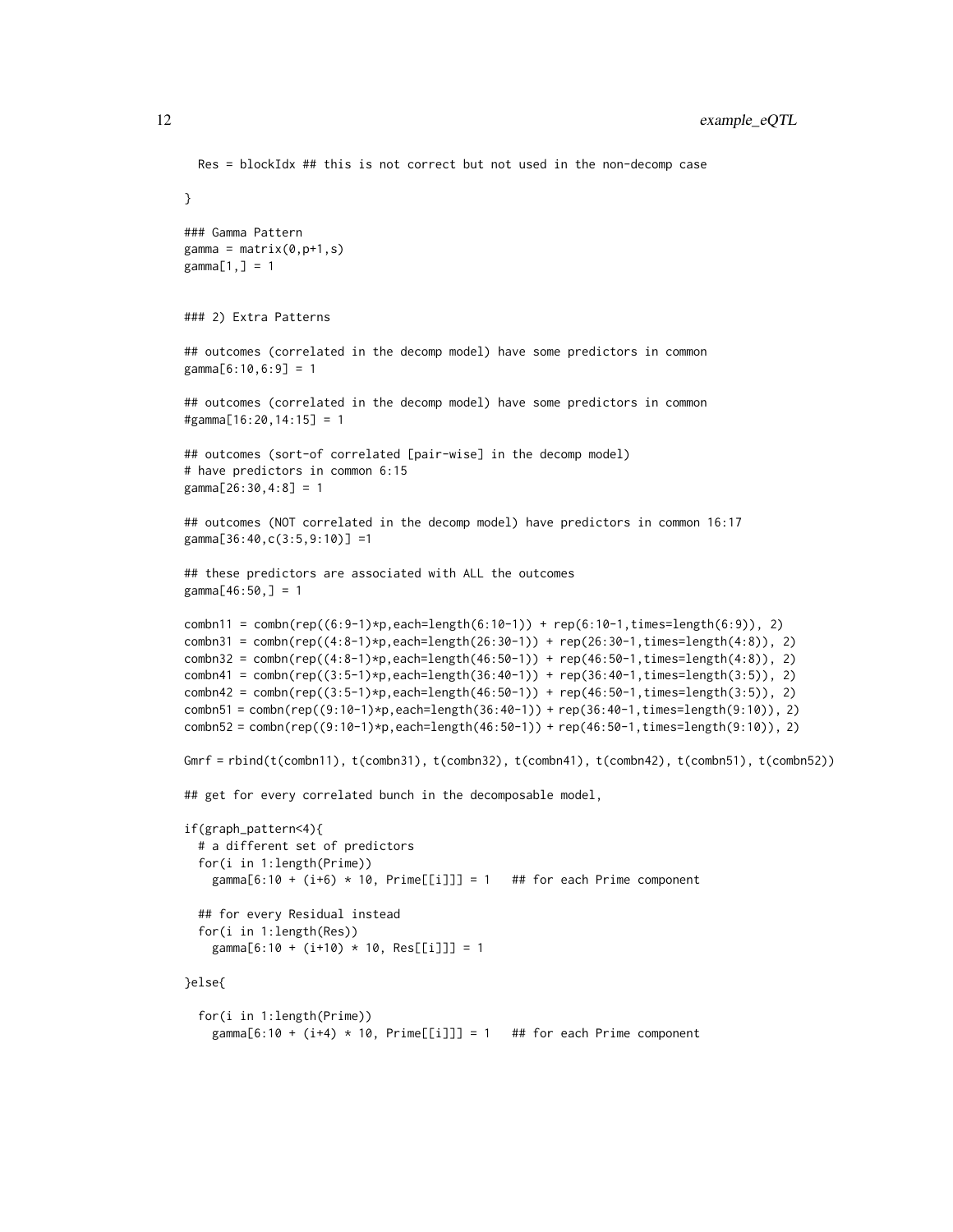```
  Res = blockIdx ## this is not correct but not used in the non-decomp case

}

### Gamma Pattern
gamma = matrix(0,p+1,s)
gamma[1,] = 1


### 2) Extra Patterns

## outcomes (correlated in the decomp model) have some predictors in common
gamma[6:10,6:9] = 1

## outcomes (correlated in the decomp model) have some predictors in common
#gamma[16:20,14:15] = 1

## outcomes (sort-of correlated [pair-wise] in the decomp model)
# have predictors in common 6:15
gamma[26:30,4:8] = 1

## outcomes (NOT correlated in the decomp model) have predictors in common 16:17
gamma[36:40,c(3:5,9:10)] =1

## these predictors are associated with ALL the outcomes
gamma[46:50,] = 1

combn11 = combn(rep((6:9-1)*p,each=length(6:10-1)) + rep(6:10-1,times=length(6:9)), 2)
combn31 = combn(rep((4:8-1)*p,each=length(26:30-1)) + rep(26:30-1,times=length(4:8)), 2)
combn32 = combn(rep((4:8-1)*p,each=length(46:50-1)) + rep(46:50-1,times=length(4:8)), 2)
combn41 = combn(rep((3:5-1)*p,each=length(36:40-1)) + rep(36:40-1,times=length(3:5)), 2)
combn42 = combn(rep((3:5-1)*p,each=length(46:50-1)) + rep(46:50-1,times=length(3:5)), 2)
combn51 = combn(rep((9:10-1)*p,each=length(36:40-1)) + rep(36:40-1,times=length(9:10)), 2)
combn52 = combn(rep((9:10-1)*p,each=length(46:50-1)) + rep(46:50-1,times=length(9:10)), 2)

Gmrf = rbind(t(combn11), t(combn31), t(combn32), t(combn41), t(combn42), t(combn51), t(combn52))

## get for every correlated bunch in the decomposable model,

if(graph_pattern<4){
  # a different set of predictors
  for(i in 1:length(Prime))
    gamma[6:10 + (i+6) * 10, Prime[[i]]] = 1   ## for each Prime component

  ## for every Residual instead
  for(i in 1:length(Res))
    gamma[6:10 + (i+10) * 10, Res[[i]]] = 1

}else{

  for(i in 1:length(Prime))
    gamma[6:10 + (i+4) * 10, Prime[[i]]] = 1   ## for each Prime component
```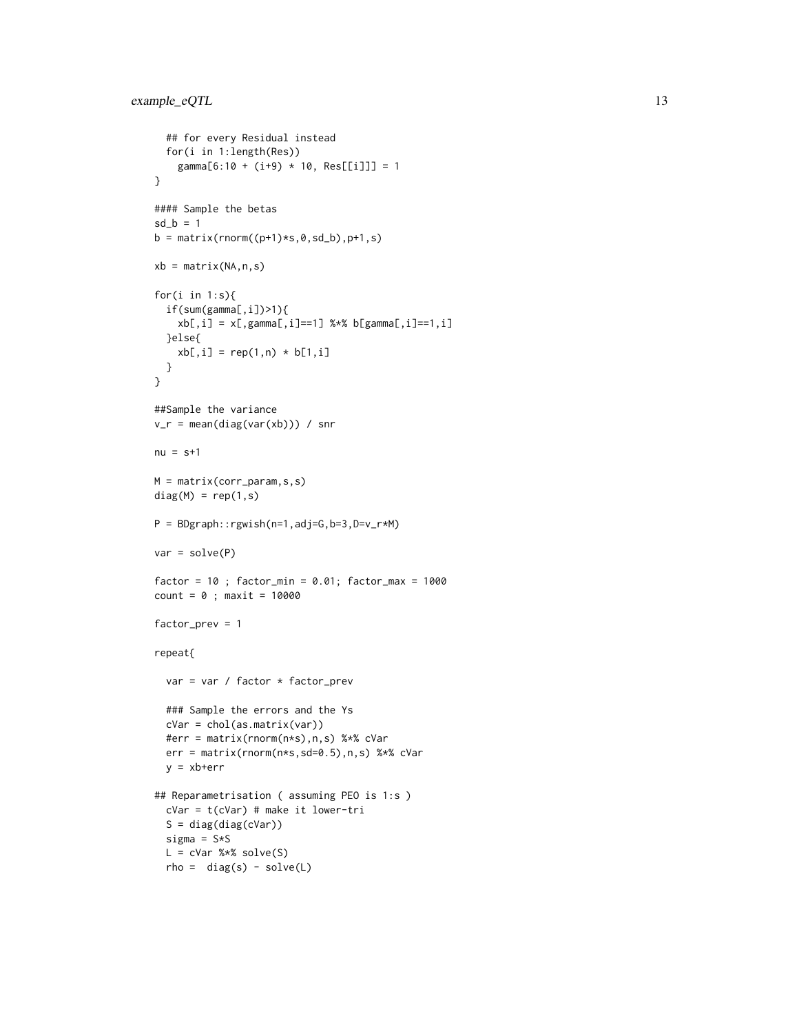```
  ## for every Residual instead
  for(i in 1:length(Res))
    gamma[6:10 + (i+9) * 10, Res[[i]]] = 1
}

#### Sample the betas
sd_b = 1
b = matrix(rnorm((p+1)*s,0,sd_b),p+1,s)

xb = matrix(NA,n,s)

for(i in 1:s){
  if(sum(gamma[,i])>1){
    xb[,i] = x[,gamma[,i]==1] %*% b[gamma[,i]==1,i]
  }else{
    xb[,i] = rep(1,n) * b[1,i]
  }
}

##Sample the variance
v_r = mean(diag(var(xb))) / snr

nu = s+1

M = matrix(corr_param,s,s)
diag(M) = rep(1,s)

P = BDgraph::rgwish(n=1,adj=G,b=3,D=v_r*M)

var = solve(P)

factor = 10 ; factor_min = 0.01; factor_max = 1000
count = 0 ; maxit = 10000

factor_prev = 1

repeat{

  var = var / factor * factor_prev

  ### Sample the errors and the Ys
  cVar = chol(as.matrix(var))
  #err = matrix(rnorm(n*s),n,s) %*% cVar
  err = matrix(rnorm(n*s,sd=0.5),n,s) %*% cVar
  y = xb+err

## Reparametrisation ( assuming PEO is 1:s )
  cVar = t(cVar) # make it lower-tri
  S = diag(diag(cVar))
  sigma = S*S
  L = cVar %*% solve(S)
  rho =  diag(s) - solve(L)
```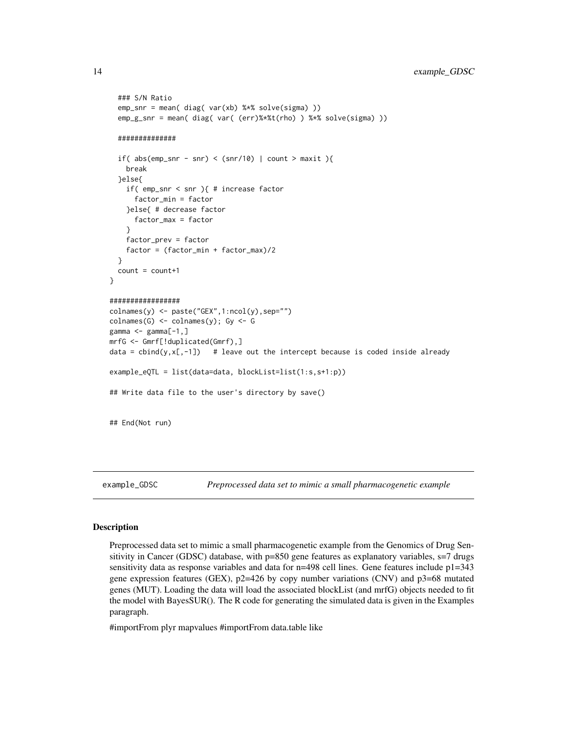```
  ### S/N Ratio
  emp_snr = mean( diag( var(xb) %*% solve(sigma) ))
  emp_g_snr = mean( diag( var( (err)%*%t(rho) ) %*% solve(sigma) ))

  ##############

  if( abs(emp_snr - snr) < (snr/10) | count > maxit ){
    break
  }else{
    if( emp_snr < snr ){ # increase factor
      factor_min = factor
    }else{ # decrease factor
      factor_max = factor
    }
    factor_prev = factor
    factor = (factor_min + factor_max)/2
  }
  count = count+1
}

#################
colnames(y) <- paste("GEX",1:ncol(y),sep="")
colnames(G) <- colnames(y); Gy <- G
gamma <- gamma[-1,]
mrfG <- Gmrf[!duplicated(Gmrf),]
data = cbind(y,x[,-1])   # leave out the intercept because is coded inside already

example_eQTL = list(data=data, blockList=list(1:s,s+1:p))

## Write data file to the user's directory by save()


## End(Not run)
```

## example_GDSC *Preprocessed data set to mimic a small pharmacogenetic example*

### Description

Preprocessed data set to mimic a small pharmacogenetic example from the Genomics of Drug Sensitivity in Cancer (GDSC) database, with p=850 gene features as explanatory variables, s=7 drugs sensitivity data as response variables and data for n=498 cell lines. Gene features include p1=343 gene expression features (GEX), p2=426 by copy number variations (CNV) and p3=68 mutated genes (MUT). Loading the data will load the associated blockList (and mrfG) objects needed to fit the model with BayesSUR(). The R code for generating the simulated data is given in the Examples paragraph.

#importFrom plyr mapvalues #importFrom data.table like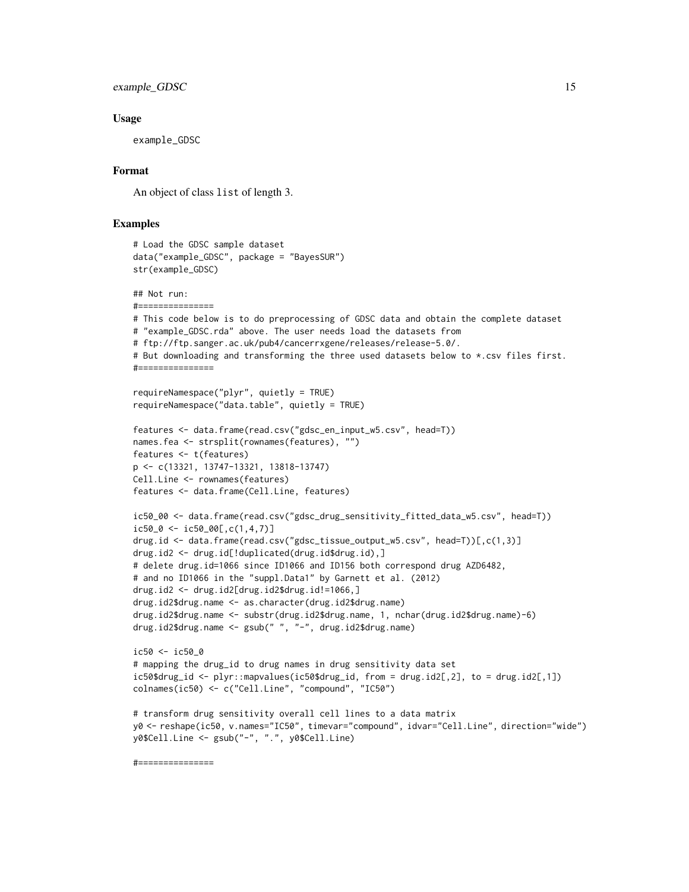## Usage

```
example_GDSC
```

## Format

An object of class list of length 3.

## Examples

```
# Load the GDSC sample dataset
data("example_GDSC", package = "BayesSUR")
str(example_GDSC)

## Not run:
#===============
# This code below is to do preprocessing of GDSC data and obtain the complete dataset
# "example_GDSC.rda" above. The user needs load the datasets from
# ftp://ftp.sanger.ac.uk/pub4/cancerrxgene/releases/release-5.0/.
# But downloading and transforming the three used datasets below to *.csv files first.
#===============

requireNamespace("plyr", quietly = TRUE)
requireNamespace("data.table", quietly = TRUE)

features <- data.frame(read.csv("gdsc_en_input_w5.csv", head=T))
names.fea <- strsplit(rownames(features), "")
features <- t(features)
p <- c(13321, 13747-13321, 13818-13747)
Cell.Line <- rownames(features)
features <- data.frame(Cell.Line, features)

ic50_00 <- data.frame(read.csv("gdsc_drug_sensitivity_fitted_data_w5.csv", head=T))
ic50_0 <- ic50_00[,c(1,4,7)]
drug.id <- data.frame(read.csv("gdsc_tissue_output_w5.csv", head=T))[,c(1,3)]
drug.id2 <- drug.id[!duplicated(drug.id$drug.id),]
# delete drug.id=1066 since ID1066 and ID156 both correspond drug AZD6482,
# and no ID1066 in the "suppl.Data1" by Garnett et al. (2012)
drug.id2 <- drug.id2[drug.id2$drug.id!=1066,]
drug.id2$drug.name <- as.character(drug.id2$drug.name)
drug.id2$drug.name <- substr(drug.id2$drug.name, 1, nchar(drug.id2$drug.name)-6)
drug.id2$drug.name <- gsub(" ", "-", drug.id2$drug.name)

ic50 <- ic50_0
# mapping the drug_id to drug names in drug sensitivity data set
ic50$drug_id <- plyr::mapvalues(ic50$drug_id, from = drug.id2[,2], to = drug.id2[,1])
colnames(ic50) <- c("Cell.Line", "compound", "IC50")

# transform drug sensitivity overall cell lines to a data matrix
y0 <- reshape(ic50, v.names="IC50", timevar="compound", idvar="Cell.Line", direction="wide")
y0$Cell.Line <- gsub("-", ".", y0$Cell.Line)

#===============
```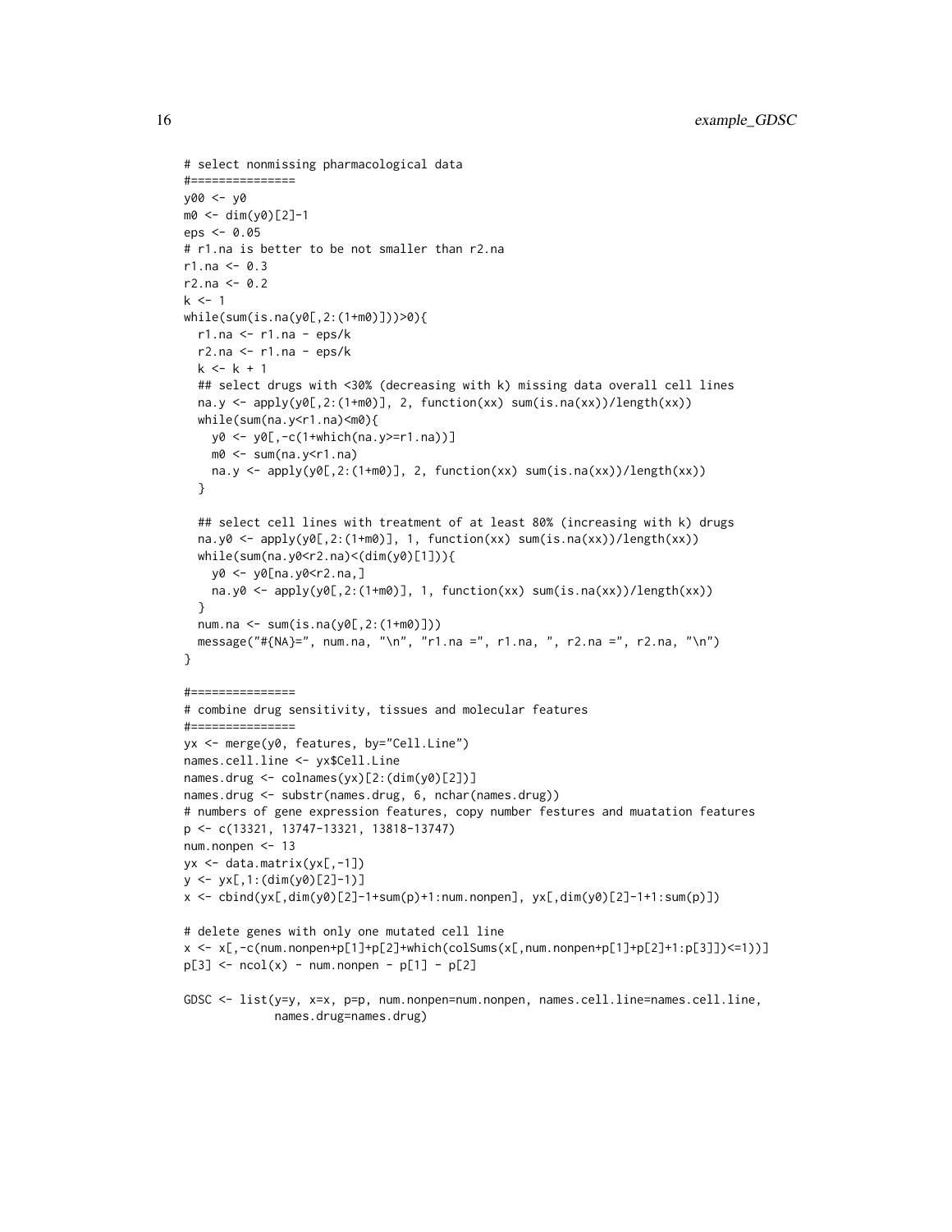```
# select nonmissing pharmacological data
#===============
y00 <- y0
m0 <- dim(y0)[2]-1
eps <- 0.05
# r1.na is better to be not smaller than r2.na
r1.na <- 0.3
r2.na <- 0.2
k <- 1
while(sum(is.na(y0[,2:(1+m0)]))>0){
  r1.na <- r1.na - eps/k
  r2.na <- r1.na - eps/k
  k <- k + 1
  ## select drugs with <30% (decreasing with k) missing data overall cell lines
  na.y <- apply(y0[,2:(1+m0)], 2, function(xx) sum(is.na(xx))/length(xx))
  while(sum(na.y<r1.na)<m0){
    y0 <- y0[,-c(1+which(na.y>=r1.na))]
    m0 <- sum(na.y<r1.na)
    na.y <- apply(y0[,2:(1+m0)], 2, function(xx) sum(is.na(xx))/length(xx))
  }

  ## select cell lines with treatment of at least 80% (increasing with k) drugs
  na.y0 <- apply(y0[,2:(1+m0)], 1, function(xx) sum(is.na(xx))/length(xx))
  while(sum(na.y0<r2.na)<(dim(y0)[1])){
    y0 <- y0[na.y0<r2.na,]
    na.y0 <- apply(y0[,2:(1+m0)], 1, function(xx) sum(is.na(xx))/length(xx))
  }
  num.na <- sum(is.na(y0[,2:(1+m0)]))
  message("#{NA}=", num.na, "\n", "r1.na =", r1.na, ", r2.na =", r2.na, "\n")
}

#===============
# combine drug sensitivity, tissues and molecular features
#===============
yx <- merge(y0, features, by="Cell.Line")
names.cell.line <- yx$Cell.Line
names.drug <- colnames(yx)[2:(dim(y0)[2])]
names.drug <- substr(names.drug, 6, nchar(names.drug))
# numbers of gene expression features, copy number festures and muatation features
p <- c(13321, 13747-13321, 13818-13747)
num.nonpen <- 13
yx <- data.matrix(yx[,-1])
y <- yx[,1:(dim(y0)[2]-1)]
x <- cbind(yx[,dim(y0)[2]-1+sum(p)+1:num.nonpen], yx[,dim(y0)[2]-1+1:sum(p)])

# delete genes with only one mutated cell line
x <- x[,-c(num.nonpen+p[1]+p[2]+which(colSums(x[,num.nonpen+p[1]+p[2]+1:p[3]])<=1))]
p[3] <- ncol(x) - num.nonpen - p[1] - p[2]

GDSC <- list(y=y, x=x, p=p, num.nonpen=num.nonpen, names.cell.line=names.cell.line,
             names.drug=names.drug)
```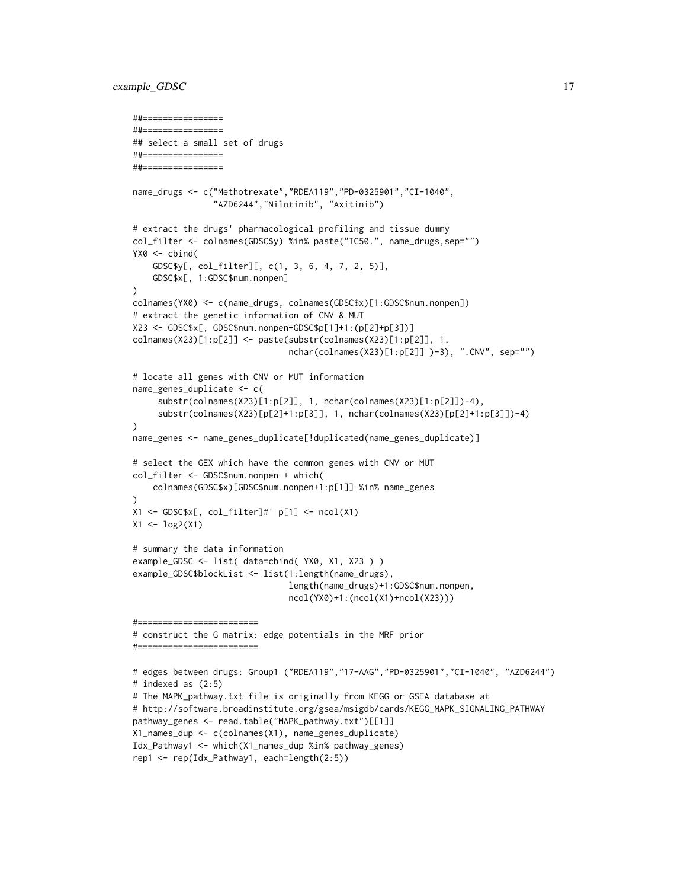```
##================
##================
## select a small set of drugs
##================
##================

name_drugs <- c("Methotrexate","RDEA119","PD-0325901","CI-1040",
                "AZD6244","Nilotinib", "Axitinib")

# extract the drugs' pharmacological profiling and tissue dummy
col_filter <- colnames(GDSC$y) %in% paste("IC50.", name_drugs,sep="")
YX0 <- cbind(
    GDSC$y[, col_filter][, c(1, 3, 6, 4, 7, 2, 5)],
    GDSC$x[, 1:GDSC$num.nonpen]
)
colnames(YX0) <- c(name_drugs, colnames(GDSC$x)[1:GDSC$num.nonpen])
# extract the genetic information of CNV & MUT
X23 <- GDSC$x[, GDSC$num.nonpen+GDSC$p[1]+1:(p[2]+p[3])]
colnames(X23)[1:p[2]] <- paste(substr(colnames(X23)[1:p[2]], 1,
                               nchar(colnames(X23)[1:p[2]] )-3), ".CNV", sep="")

# locate all genes with CNV or MUT information
name_genes_duplicate <- c(
     substr(colnames(X23)[1:p[2]], 1, nchar(colnames(X23)[1:p[2]])-4),
     substr(colnames(X23)[p[2]+1:p[3]], 1, nchar(colnames(X23)[p[2]+1:p[3]])-4)
)
name_genes <- name_genes_duplicate[!duplicated(name_genes_duplicate)]

# select the GEX which have the common genes with CNV or MUT
col_filter <- GDSC$num.nonpen + which(
    colnames(GDSC$x)[GDSC$num.nonpen+1:p[1]] %in% name_genes
)
X1 <- GDSC$x[, col_filter]#' p[1] <- ncol(X1)
X1 <- log2(X1)

# summary the data information
example_GDSC <- list( data=cbind( YX0, X1, X23 ) )
example_GDSC$blockList <- list(1:length(name_drugs),
                               length(name_drugs)+1:GDSC$num.nonpen,
                               ncol(YX0)+1:(ncol(X1)+ncol(X23)))

#========================
# construct the G matrix: edge potentials in the MRF prior
#========================

# edges between drugs: Group1 ("RDEA119","17-AAG","PD-0325901","CI-1040", "AZD6244")
# indexed as (2:5)
# The MAPK_pathway.txt file is originally from KEGG or GSEA database at
# http://software.broadinstitute.org/gsea/msigdb/cards/KEGG_MAPK_SIGNALING_PATHWAY
pathway_genes <- read.table("MAPK_pathway.txt")[[1]]
X1_names_dup <- c(colnames(X1), name_genes_duplicate)
Idx_Pathway1 <- which(X1_names_dup %in% pathway_genes)
rep1 <- rep(Idx_Pathway1, each=length(2:5))
```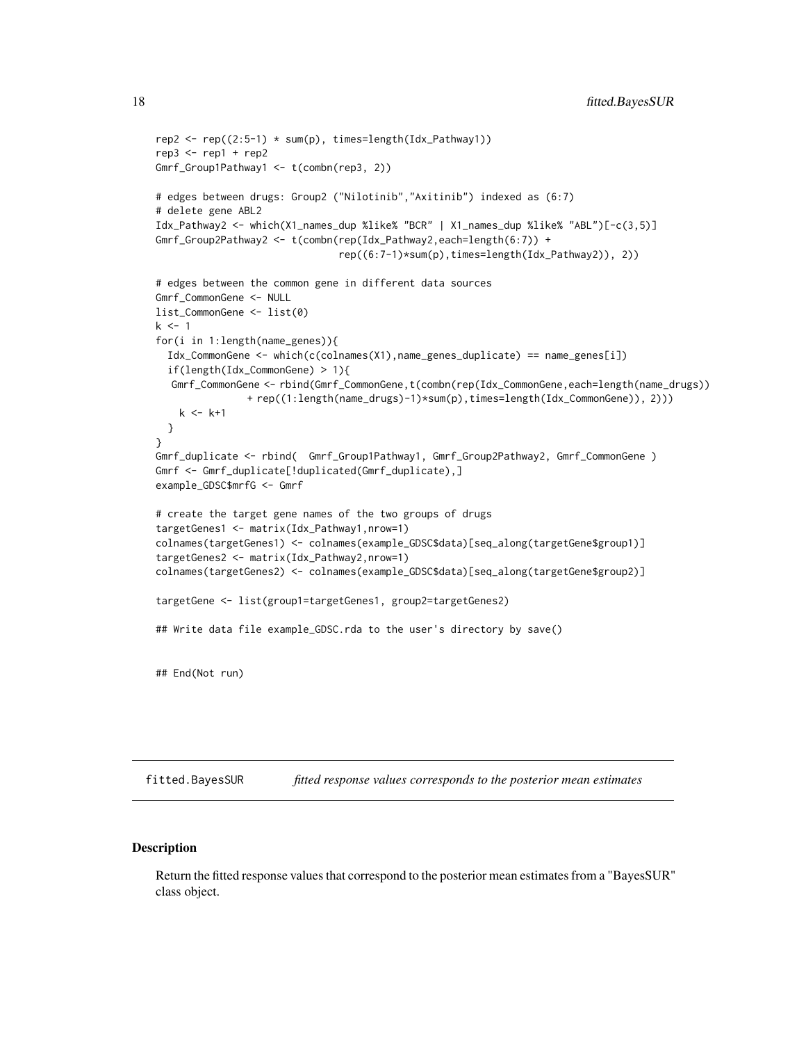```
rep2 <- rep((2:5-1) * sum(p), times=length(Idx_Pathway1))
rep3 <- rep1 + rep2
Gmrf_Group1Pathway1 <- t(combn(rep3, 2))

# edges between drugs: Group2 ("Nilotinib","Axitinib") indexed as (6:7)
# delete gene ABL2
Idx_Pathway2 <- which(X1_names_dup %like% "BCR" | X1_names_dup %like% "ABL")[-c(3,5)]
Gmrf_Group2Pathway2 <- t(combn(rep(Idx_Pathway2,each=length(6:7)) +
                               rep((6:7-1)*sum(p),times=length(Idx_Pathway2)), 2))

# edges between the common gene in different data sources
Gmrf_CommonGene <- NULL
list_CommonGene <- list(0)
k <- 1
for(i in 1:length(name_genes)){
  Idx_CommonGene <- which(c(colnames(X1),name_genes_duplicate) == name_genes[i])
  if(length(Idx_CommonGene) > 1){
   Gmrf_CommonGene <- rbind(Gmrf_CommonGene,t(combn(rep(Idx_CommonGene,each=length(name_drugs))
               + rep((1:length(name_drugs)-1)*sum(p),times=length(Idx_CommonGene)), 2)))
    k <- k+1
  }
}
Gmrf_duplicate <- rbind(  Gmrf_Group1Pathway1, Gmrf_Group2Pathway2, Gmrf_CommonGene )
Gmrf <- Gmrf_duplicate[!duplicated(Gmrf_duplicate),]
example_GDSC$mrfG <- Gmrf

# create the target gene names of the two groups of drugs
targetGenes1 <- matrix(Idx_Pathway1,nrow=1)
colnames(targetGenes1) <- colnames(example_GDSC$data)[seq_along(targetGene$group1)]
targetGenes2 <- matrix(Idx_Pathway2,nrow=1)
colnames(targetGenes2) <- colnames(example_GDSC$data)[seq_along(targetGene$group2)]

targetGene <- list(group1=targetGenes1, group2=targetGenes2)

## Write data file example_GDSC.rda to the user's directory by save()


## End(Not run)
```

## fitted.BayesSUR *fitted response values corresponds to the posterior mean estimates*

### Description

Return the fitted response values that correspond to the posterior mean estimates from a "BayesSUR" class object.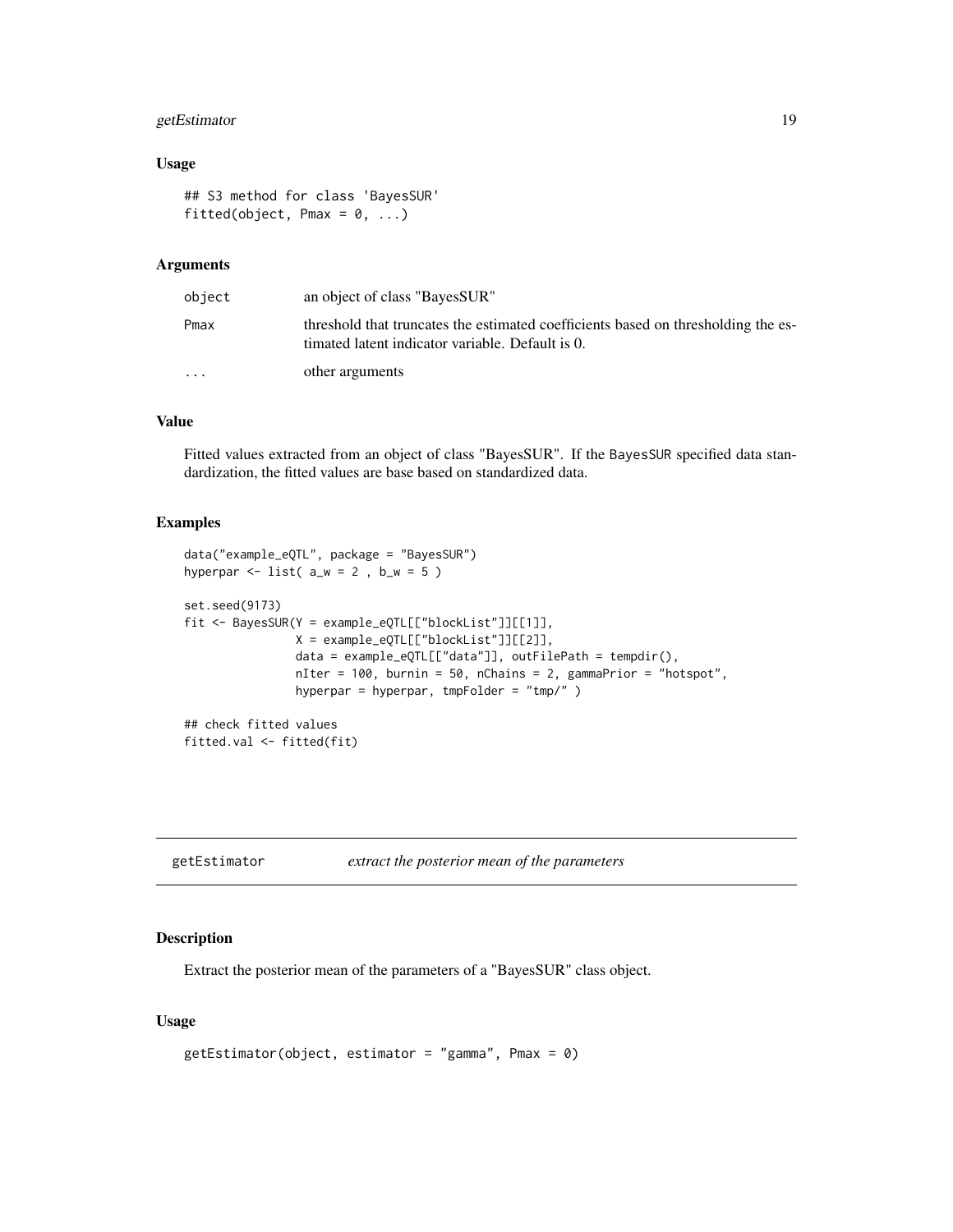### Usage

```
## S3 method for class 'BayesSUR'
fitted(object, Pmax = 0, ...)
```

### Arguments

| | |
|---|---|
| object | an object of class "BayesSUR" |
| Pmax | threshold that truncates the estimated coefficients based on thresholding the estimated latent indicator variable. Default is 0. |
| ... | other arguments |

### Value

Fitted values extracted from an object of class "BayesSUR". If the BayesSUR specified data standardization, the fitted values are base based on standardized data.

### Examples

```
data("example_eQTL", package = "BayesSUR")
hyperpar <- list( a_w = 2 , b_w = 5 )

set.seed(9173)
fit <- BayesSUR(Y = example_eQTL[["blockList"]][[1]],
                X = example_eQTL[["blockList"]][[2]],
                data = example_eQTL[["data"]], outFilePath = tempdir(),
                nIter = 100, burnin = 50, nChains = 2, gammaPrior = "hotspot",
                hyperpar = hyperpar, tmpFolder = "tmp/" )

## check fitted values
fitted.val <- fitted(fit)
```

---

## getEstimator *extract the posterior mean of the parameters*

### Description

Extract the posterior mean of the parameters of a "BayesSUR" class object.

### Usage

```
getEstimator(object, estimator = "gamma", Pmax = 0)
```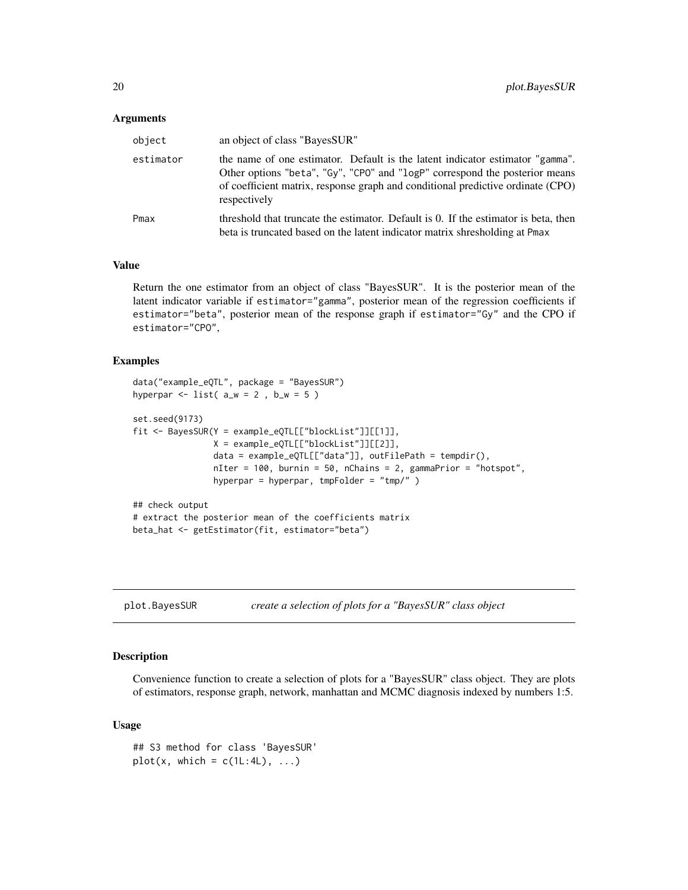### Arguments

| | |
|---|---|
| `object` | an object of class "BayesSUR" |
| `estimator` | the name of one estimator. Default is the latent indicator estimator "gamma". Other options "beta", "Gy", "CPO" and "logP" correspond the posterior means of coefficient matrix, response graph and conditional predictive ordinate (CPO) respectively |
| `Pmax` | threshold that truncate the estimator. Default is 0. If the estimator is beta, then beta is truncated based on the latent indicator matrix shresholding at Pmax |

### Value

Return the one estimator from an object of class "BayesSUR". It is the posterior mean of the latent indicator variable if `estimator="gamma"`, posterior mean of the regression coefficients if `estimator="beta"`, posterior mean of the response graph if `estimator="Gy"` and the CPO if `estimator="CPO"`,

### Examples

```
data("example_eQTL", package = "BayesSUR")
hyperpar <- list( a_w = 2 , b_w = 5 )

set.seed(9173)
fit <- BayesSUR(Y = example_eQTL[["blockList"]][[1]],
                X = example_eQTL[["blockList"]][[2]],
                data = example_eQTL[["data"]], outFilePath = tempdir(),
                nIter = 100, burnin = 50, nChains = 2, gammaPrior = "hotspot",
                hyperpar = hyperpar, tmpFolder = "tmp/" )

## check output
# extract the posterior mean of the coefficients matrix
beta_hat <- getEstimator(fit, estimator="beta")
```

## plot.BayesSUR — *create a selection of plots for a "BayesSUR" class object*

### Description

Convenience function to create a selection of plots for a "BayesSUR" class object. They are plots of estimators, response graph, network, manhattan and MCMC diagnosis indexed by numbers 1:5.

### Usage

```
## S3 method for class 'BayesSUR'
plot(x, which = c(1L:4L), ...)
```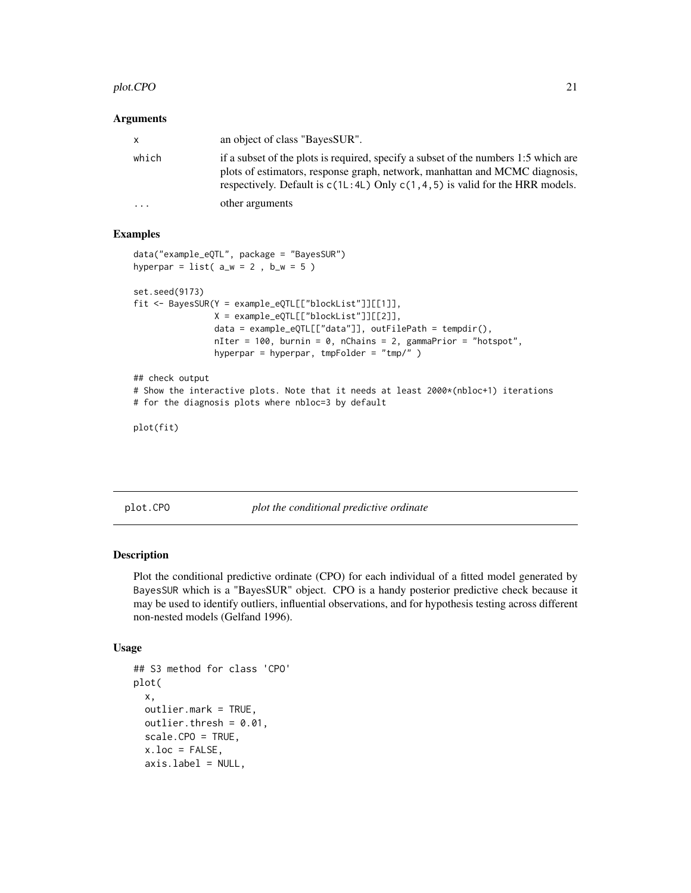### Arguments

| | |
|---|---|
| x | an object of class "BayesSUR". |
| which | if a subset of the plots is required, specify a subset of the numbers 1:5 which are plots of estimators, response graph, network, manhattan and MCMC diagnosis, respectively. Default is `c(1L:4L)` Only `c(1,4,5)` is valid for the HRR models. |
| ... | other arguments |

### Examples

```
data("example_eQTL", package = "BayesSUR")
hyperpar = list( a_w = 2 , b_w = 5 )

set.seed(9173)
fit <- BayesSUR(Y = example_eQTL[["blockList"]][[1]],
                X = example_eQTL[["blockList"]][[2]],
                data = example_eQTL[["data"]], outFilePath = tempdir(),
                nIter = 100, burnin = 0, nChains = 2, gammaPrior = "hotspot",
                hyperpar = hyperpar, tmpFolder = "tmp/" )

## check output
# Show the interactive plots. Note that it needs at least 2000*(nbloc+1) iterations
# for the diagnosis plots where nbloc=3 by default

plot(fit)
```

---

## plot.CPO *plot the conditional predictive ordinate*

### Description

Plot the conditional predictive ordinate (CPO) for each individual of a fitted model generated by BayesSUR which is a "BayesSUR" object. CPO is a handy posterior predictive check because it may be used to identify outliers, influential observations, and for hypothesis testing across different non-nested models (Gelfand 1996).

### Usage

```
## S3 method for class 'CPO'
plot(
  x,
  outlier.mark = TRUE,
  outlier.thresh = 0.01,
  scale.CPO = TRUE,
  x.loc = FALSE,
  axis.label = NULL,
```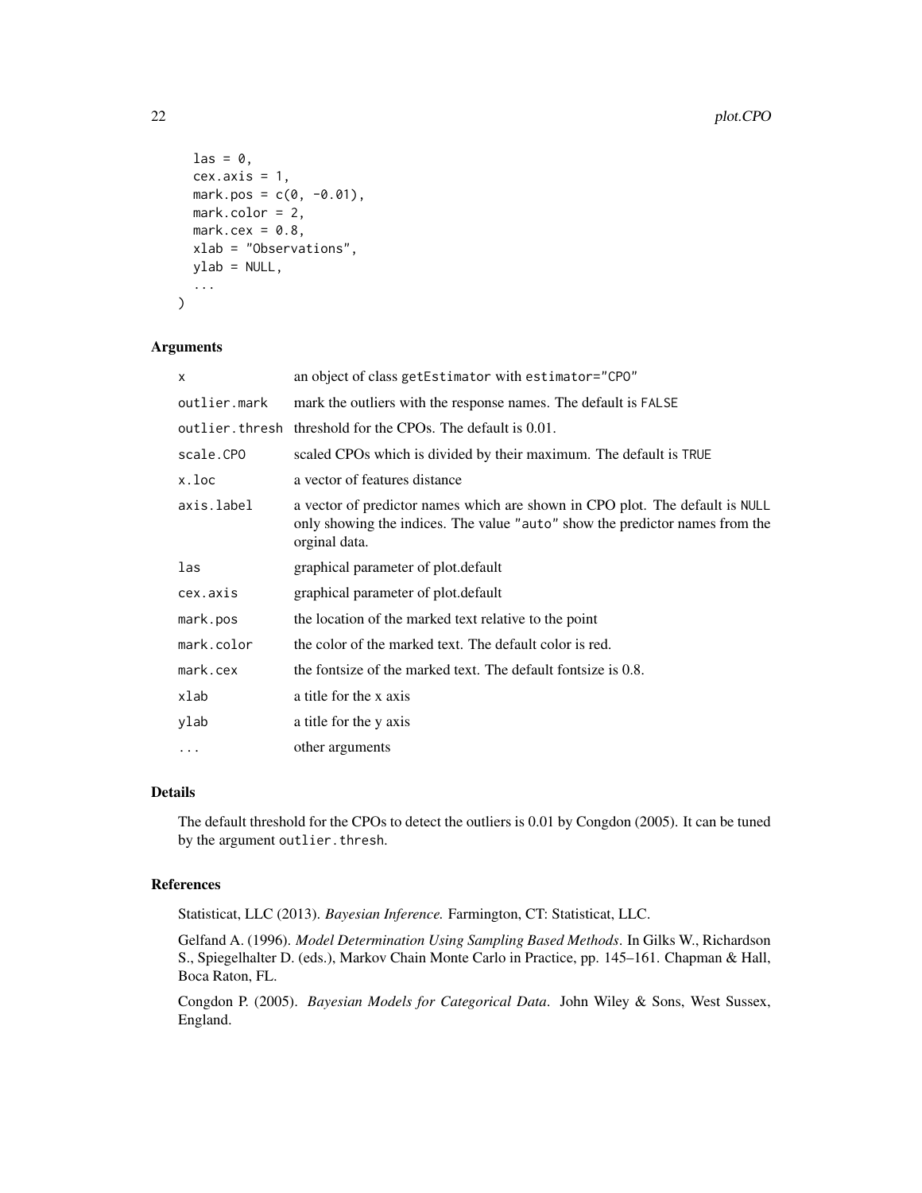```
  las = 0,
  cex.axis = 1,
  mark.pos = c(0, -0.01),
  mark.color = 2,
  mark.cex = 0.8,
  xlab = "Observations",
  ylab = NULL,
  ...
)
```

## Arguments

| | |
|---|---|
| `x` | an object of class `getEstimator` with `estimator="CPO"` |
| `outlier.mark` | mark the outliers with the response names. The default is `FALSE` |
| `outlier.thresh` | threshold for the CPOs. The default is 0.01. |
| `scale.CPO` | scaled CPOs which is divided by their maximum. The default is `TRUE` |
| `x.loc` | a vector of features distance |
| `axis.label` | a vector of predictor names which are shown in CPO plot. The default is `NULL` only showing the indices. The value `"auto"` show the predictor names from the orginal data. |
| `las` | graphical parameter of plot.default |
| `cex.axis` | graphical parameter of plot.default |
| `mark.pos` | the location of the marked text relative to the point |
| `mark.color` | the color of the marked text. The default color is red. |
| `mark.cex` | the fontsize of the marked text. The default fontsize is 0.8. |
| `xlab` | a title for the x axis |
| `ylab` | a title for the y axis |
| `...` | other arguments |

## Details

The default threshold for the CPOs to detect the outliers is 0.01 by Congdon (2005). It can be tuned by the argument `outlier.thresh`.

## References

Statisticat, LLC (2013). *Bayesian Inference.* Farmington, CT: Statisticat, LLC.

Gelfand A. (1996). *Model Determination Using Sampling Based Methods*. In Gilks W., Richardson S., Spiegelhalter D. (eds.), Markov Chain Monte Carlo in Practice, pp. 145–161. Chapman & Hall, Boca Raton, FL.

Congdon P. (2005). *Bayesian Models for Categorical Data*. John Wiley & Sons, West Sussex, England.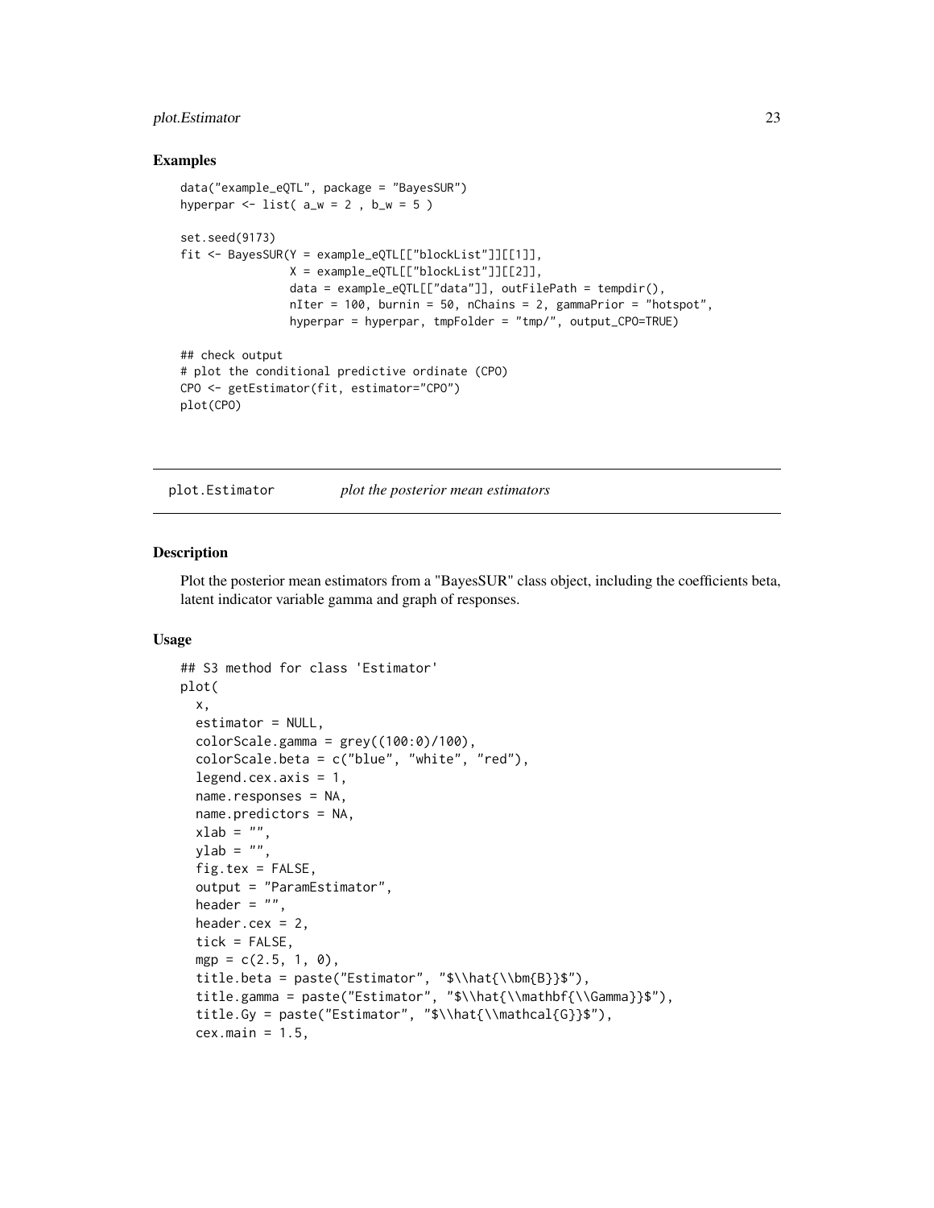### Examples

```
data("example_eQTL", package = "BayesSUR")
hyperpar <- list( a_w = 2 , b_w = 5 )

set.seed(9173)
fit <- BayesSUR(Y = example_eQTL[["blockList"]][[1]],
                X = example_eQTL[["blockList"]][[2]],
                data = example_eQTL[["data"]], outFilePath = tempdir(),
                nIter = 100, burnin = 50, nChains = 2, gammaPrior = "hotspot",
                hyperpar = hyperpar, tmpFolder = "tmp/", output_CPO=TRUE)

## check output
# plot the conditional predictive ordinate (CPO)
CPO <- getEstimator(fit, estimator="CPO")
plot(CPO)
```

## plot.Estimator    *plot the posterior mean estimators*

### Description

Plot the posterior mean estimators from a "BayesSUR" class object, including the coefficients beta, latent indicator variable gamma and graph of responses.

### Usage

```
## S3 method for class 'Estimator'
plot(
  x,
  estimator = NULL,
  colorScale.gamma = grey((100:0)/100),
  colorScale.beta = c("blue", "white", "red"),
  legend.cex.axis = 1,
  name.responses = NA,
  name.predictors = NA,
  xlab = "",
  ylab = "",
  fig.tex = FALSE,
  output = "ParamEstimator",
  header = "",
  header.cex = 2,
  tick = FALSE,
  mgp = c(2.5, 1, 0),
  title.beta = paste("Estimator", "$\\hat{\\bm{B}}$"),
  title.gamma = paste("Estimator", "$\\hat{\\mathbf{\\Gamma}}$"),
  title.Gy = paste("Estimator", "$\\hat{\\mathcal{G}}$"),
  cex.main = 1.5,
```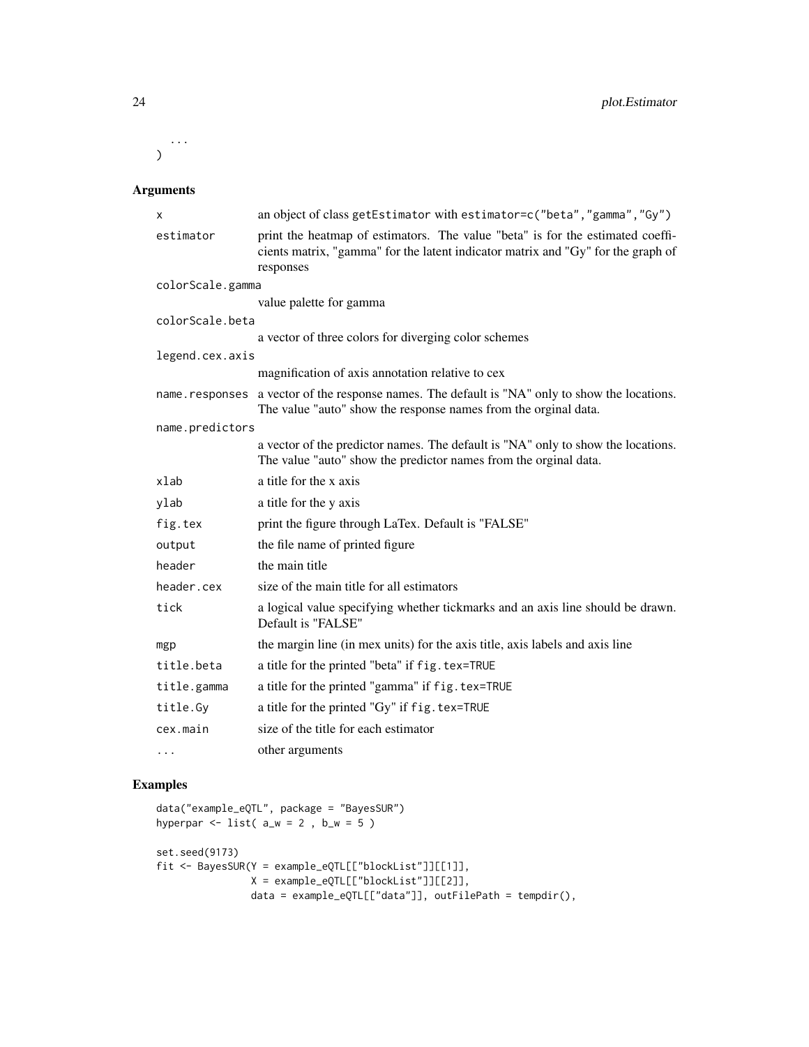```
  ...
)
```

## Arguments

| | |
|---|---|
| x | an object of class getEstimator with estimator=c("beta","gamma","Gy") |
| estimator | print the heatmap of estimators. The value "beta" is for the estimated coefficients matrix, "gamma" for the latent indicator matrix and "Gy" for the graph of responses |
| colorScale.gamma | value palette for gamma |
| colorScale.beta | a vector of three colors for diverging color schemes |
| legend.cex.axis | magnification of axis annotation relative to cex |
| name.responses | a vector of the response names. The default is "NA" only to show the locations. The value "auto" show the response names from the orginal data. |
| name.predictors | a vector of the predictor names. The default is "NA" only to show the locations. The value "auto" show the predictor names from the orginal data. |
| xlab | a title for the x axis |
| ylab | a title for the y axis |
| fig.tex | print the figure through LaTex. Default is "FALSE" |
| output | the file name of printed figure |
| header | the main title |
| header.cex | size of the main title for all estimators |
| tick | a logical value specifying whether tickmarks and an axis line should be drawn. Default is "FALSE" |
| mgp | the margin line (in mex units) for the axis title, axis labels and axis line |
| title.beta | a title for the printed "beta" if fig.tex=TRUE |
| title.gamma | a title for the printed "gamma" if fig.tex=TRUE |
| title.Gy | a title for the printed "Gy" if fig.tex=TRUE |
| cex.main | size of the title for each estimator |
| ... | other arguments |

## Examples

```
data("example_eQTL", package = "BayesSUR")
hyperpar <- list( a_w = 2 , b_w = 5 )

set.seed(9173)
fit <- BayesSUR(Y = example_eQTL[["blockList"]][[1]],
                X = example_eQTL[["blockList"]][[2]],
                data = example_eQTL[["data"]], outFilePath = tempdir(),
```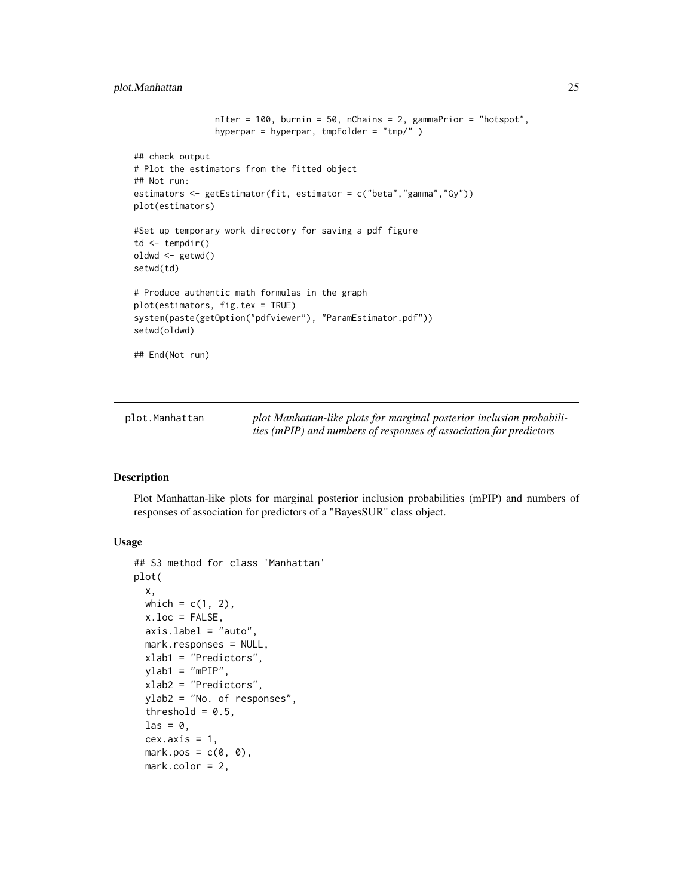```
                 nIter = 100, burnin = 50, nChains = 2, gammaPrior = "hotspot",
                 hyperpar = hyperpar, tmpFolder = "tmp/" )

## check output
# Plot the estimators from the fitted object
## Not run:
estimators <- getEstimator(fit, estimator = c("beta","gamma","Gy"))
plot(estimators)

#Set up temporary work directory for saving a pdf figure
td <- tempdir()
oldwd <- getwd()
setwd(td)

# Produce authentic math formulas in the graph
plot(estimators, fig.tex = TRUE)
system(paste(getOption("pdfviewer"), "ParamEstimator.pdf"))
setwd(oldwd)

## End(Not run)
```

---

## plot.Manhattan — *plot Manhattan-like plots for marginal posterior inclusion probabilities (mPIP) and numbers of responses of association for predictors*

---

### Description

Plot Manhattan-like plots for marginal posterior inclusion probabilities (mPIP) and numbers of responses of association for predictors of a "BayesSUR" class object.

### Usage

```
## S3 method for class 'Manhattan'
plot(
  x,
  which = c(1, 2),
  x.loc = FALSE,
  axis.label = "auto",
  mark.responses = NULL,
  xlab1 = "Predictors",
  ylab1 = "mPIP",
  xlab2 = "Predictors",
  ylab2 = "No. of responses",
  threshold = 0.5,
  las = 0,
  cex.axis = 1,
  mark.pos = c(0, 0),
  mark.color = 2,
```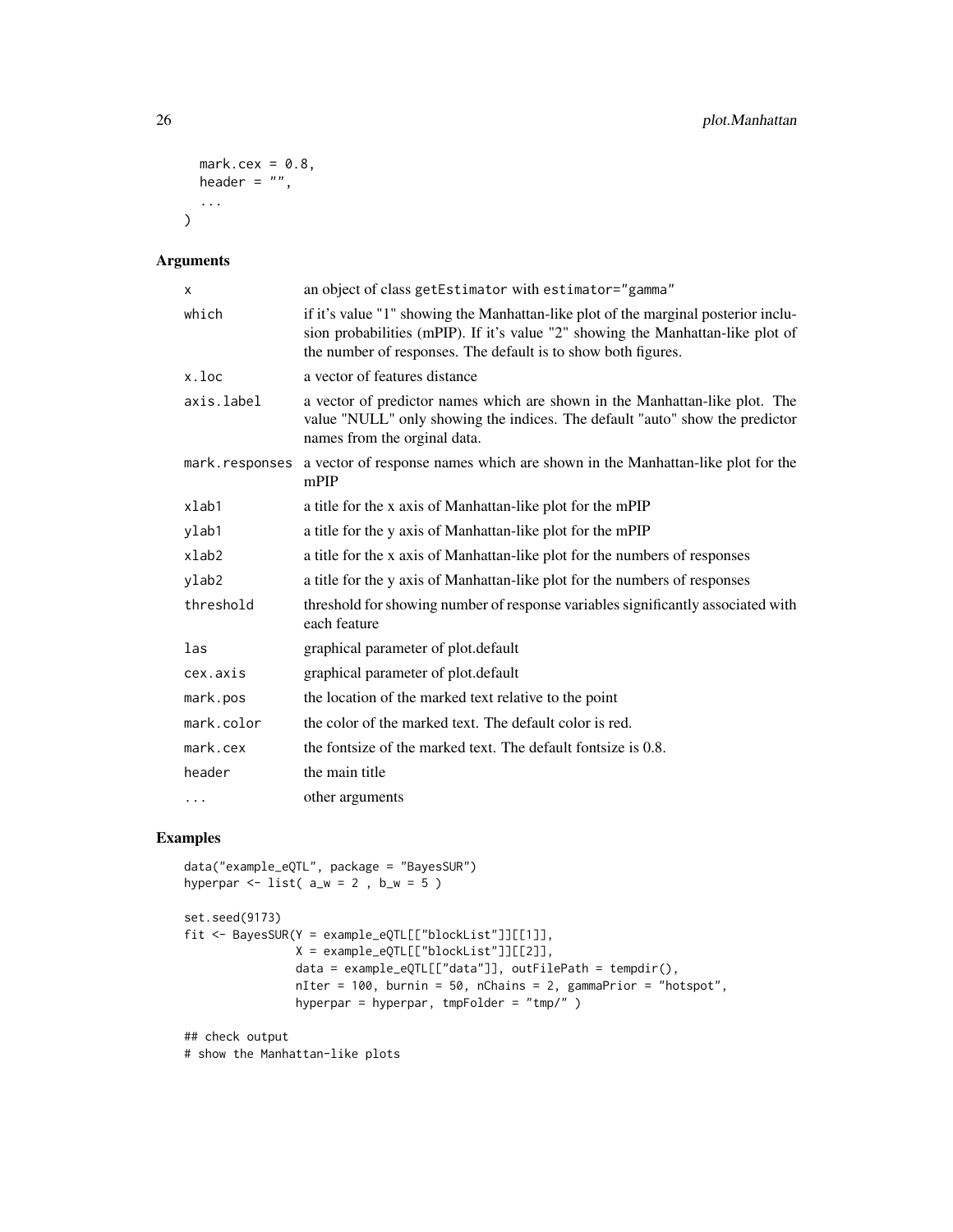```
  mark.cex = 0.8,
  header = "",
  ...
)
```

## Arguments

| | |
|---|---|
| x | an object of class getEstimator with estimator="gamma" |
| which | if it's value "1" showing the Manhattan-like plot of the marginal posterior inclusion probabilities (mPIP). If it's value "2" showing the Manhattan-like plot of the number of responses. The default is to show both figures. |
| x.loc | a vector of features distance |
| axis.label | a vector of predictor names which are shown in the Manhattan-like plot. The value "NULL" only showing the indices. The default "auto" show the predictor names from the orginal data. |
| mark.responses | a vector of response names which are shown in the Manhattan-like plot for the mPIP |
| xlab1 | a title for the x axis of Manhattan-like plot for the mPIP |
| ylab1 | a title for the y axis of Manhattan-like plot for the mPIP |
| xlab2 | a title for the x axis of Manhattan-like plot for the numbers of responses |
| ylab2 | a title for the y axis of Manhattan-like plot for the numbers of responses |
| threshold | threshold for showing number of response variables significantly associated with each feature |
| las | graphical parameter of plot.default |
| cex.axis | graphical parameter of plot.default |
| mark.pos | the location of the marked text relative to the point |
| mark.color | the color of the marked text. The default color is red. |
| mark.cex | the fontsize of the marked text. The default fontsize is 0.8. |
| header | the main title |
| ... | other arguments |

## Examples

```
data("example_eQTL", package = "BayesSUR")
hyperpar <- list( a_w = 2 , b_w = 5 )

set.seed(9173)
fit <- BayesSUR(Y = example_eQTL[["blockList"]][[1]],
                X = example_eQTL[["blockList"]][[2]],
                data = example_eQTL[["data"]], outFilePath = tempdir(),
                nIter = 100, burnin = 50, nChains = 2, gammaPrior = "hotspot",
                hyperpar = hyperpar, tmpFolder = "tmp/" )

## check output
# show the Manhattan-like plots
```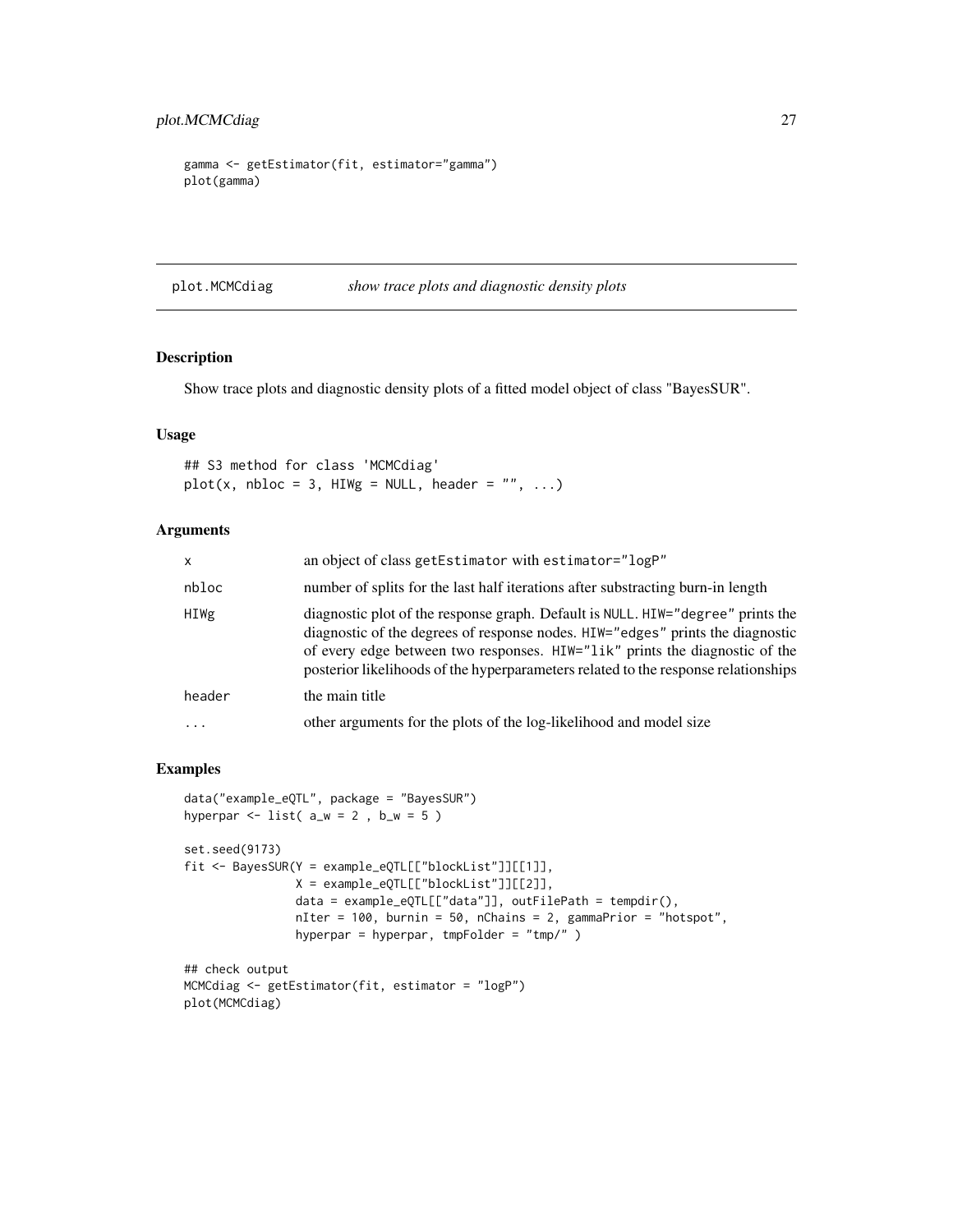```
gamma <- getEstimator(fit, estimator="gamma")
plot(gamma)
```

## plot.MCMCdiag — *show trace plots and diagnostic density plots*

### Description

Show trace plots and diagnostic density plots of a fitted model object of class "BayesSUR".

### Usage

```
## S3 method for class 'MCMCdiag'
plot(x, nbloc = 3, HIWg = NULL, header = "", ...)
```

### Arguments

| | |
|---|---|
| x | an object of class getEstimator with estimator="logP" |
| nbloc | number of splits for the last half iterations after substracting burn-in length |
| HIWg | diagnostic plot of the response graph. Default is NULL. HIW="degree" prints the diagnostic of the degrees of response nodes. HIW="edges" prints the diagnostic of every edge between two responses. HIW="lik" prints the diagnostic of the posterior likelihoods of the hyperparameters related to the response relationships |
| header | the main title |
| ... | other arguments for the plots of the log-likelihood and model size |

### Examples

```
data("example_eQTL", package = "BayesSUR")
hyperpar <- list( a_w = 2 , b_w = 5 )

set.seed(9173)
fit <- BayesSUR(Y = example_eQTL[["blockList"]][[1]],
                X = example_eQTL[["blockList"]][[2]],
                data = example_eQTL[["data"]], outFilePath = tempdir(),
                nIter = 100, burnin = 50, nChains = 2, gammaPrior = "hotspot",
                hyperpar = hyperpar, tmpFolder = "tmp/" )

## check output
MCMCdiag <- getEstimator(fit, estimator = "logP")
plot(MCMCdiag)
```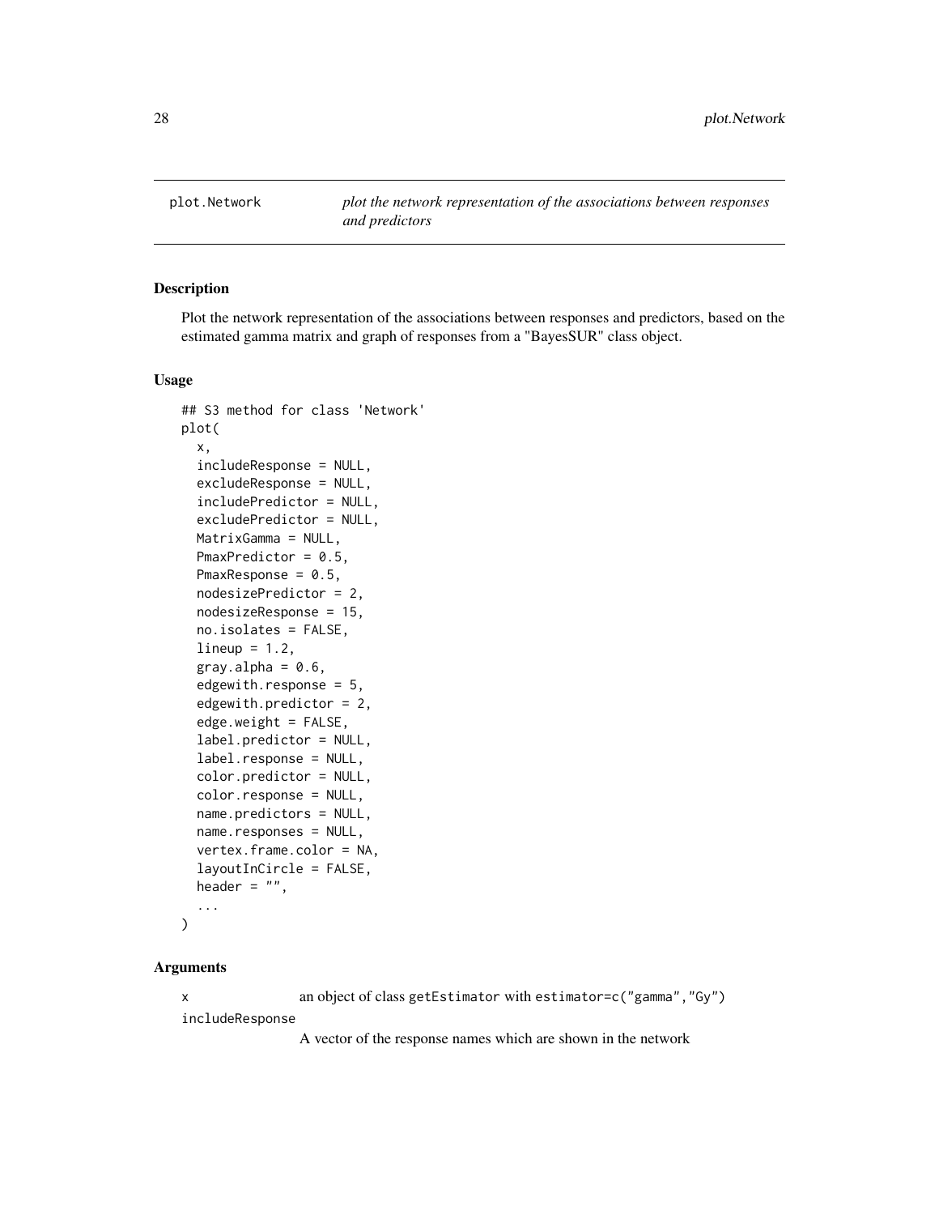## plot.Network *plot the network representation of the associations between responses and predictors*

### Description

Plot the network representation of the associations between responses and predictors, based on the estimated gamma matrix and graph of responses from a "BayesSUR" class object.

### Usage

```
## S3 method for class 'Network'
plot(
  x,
  includeResponse = NULL,
  excludeResponse = NULL,
  includePredictor = NULL,
  excludePredictor = NULL,
  MatrixGamma = NULL,
  PmaxPredictor = 0.5,
  PmaxResponse = 0.5,
  nodesizePredictor = 2,
  nodesizeResponse = 15,
  no.isolates = FALSE,
  lineup = 1.2,
  gray.alpha = 0.6,
  edgewith.response = 5,
  edgewith.predictor = 2,
  edge.weight = FALSE,
  label.predictor = NULL,
  label.response = NULL,
  color.predictor = NULL,
  color.response = NULL,
  name.predictors = NULL,
  name.responses = NULL,
  vertex.frame.color = NA,
  layoutInCircle = FALSE,
  header = "",
  ...
)
```

### Arguments

`x` an object of class `getEstimator` with `estimator=c("gamma","Gy")`

`includeResponse` A vector of the response names which are shown in the network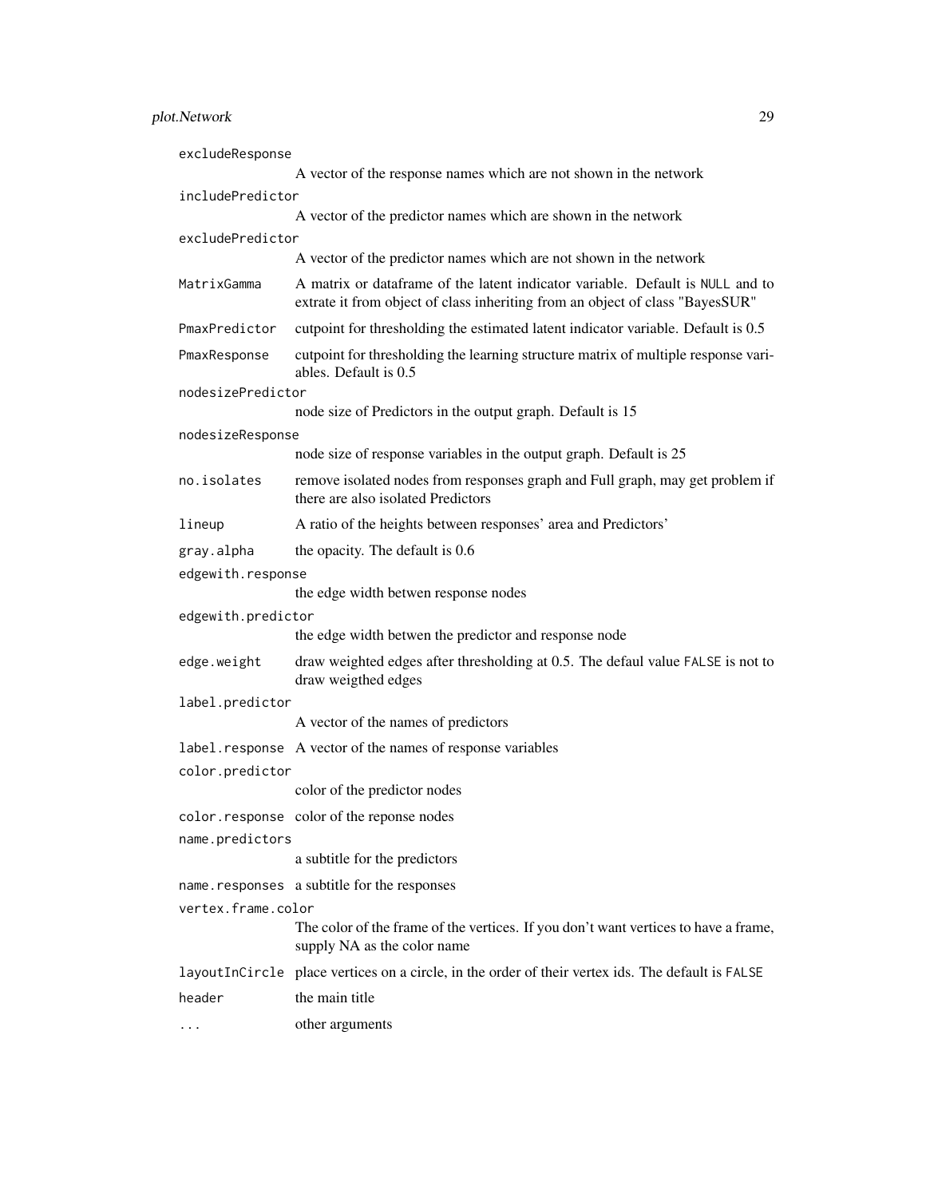| | |
|---|---|
| `excludeResponse` | A vector of the response names which are not shown in the network |
| `includePredictor` | A vector of the predictor names which are shown in the network |
| `excludePredictor` | A vector of the predictor names which are not shown in the network |
| `MatrixGamma` | A matrix or dataframe of the latent indicator variable. Default is `NULL` and to extrate it from object of class inheriting from an object of class "BayesSUR" |
| `PmaxPredictor` | cutpoint for thresholding the estimated latent indicator variable. Default is 0.5 |
| `PmaxResponse` | cutpoint for thresholding the learning structure matrix of multiple response variables. Default is 0.5 |
| `nodesizePredictor` | node size of Predictors in the output graph. Default is 15 |
| `nodesizeResponse` | node size of response variables in the output graph. Default is 25 |
| `no.isolates` | remove isolated nodes from responses graph and Full graph, may get problem if there are also isolated Predictors |
| `lineup` | A ratio of the heights between responses' area and Predictors' |
| `gray.alpha` | the opacity. The default is 0.6 |
| `edgewith.response` | the edge width betwen response nodes |
| `edgewith.predictor` | the edge width betwen the predictor and response node |
| `edge.weight` | draw weighted edges after thresholding at 0.5. The defaul value `FALSE` is not to draw weigthed edges |
| `label.predictor` | A vector of the names of predictors |
| `label.response` | A vector of the names of response variables |
| `color.predictor` | color of the predictor nodes |
| `color.response` | color of the reponse nodes |
| `name.predictors` | a subtitle for the predictors |
| `name.responses` | a subtitle for the responses |
| `vertex.frame.color` | The color of the frame of the vertices. If you don't want vertices to have a frame, supply NA as the color name |
| `layoutInCircle` | place vertices on a circle, in the order of their vertex ids. The default is `FALSE` |
| `header` | the main title |
| `...` | other arguments |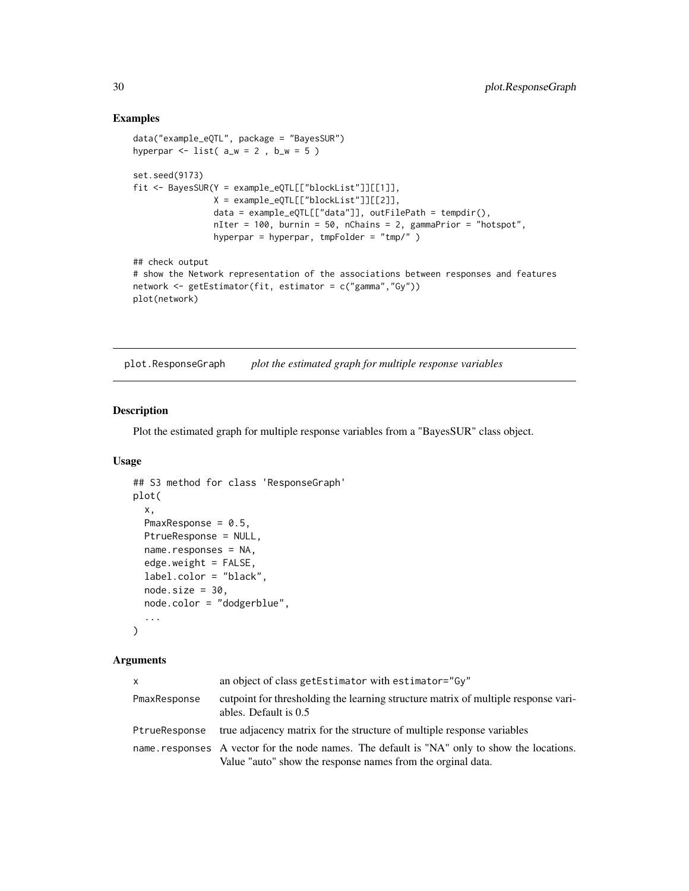## Examples

```
data("example_eQTL", package = "BayesSUR")
hyperpar <- list( a_w = 2 , b_w = 5 )

set.seed(9173)
fit <- BayesSUR(Y = example_eQTL[["blockList"]][[1]],
                X = example_eQTL[["blockList"]][[2]],
                data = example_eQTL[["data"]], outFilePath = tempdir(),
                nIter = 100, burnin = 50, nChains = 2, gammaPrior = "hotspot",
                hyperpar = hyperpar, tmpFolder = "tmp/" )

## check output
# show the Network representation of the associations between responses and features
network <- getEstimator(fit, estimator = c("gamma","Gy"))
plot(network)
```

---

# plot.ResponseGraph    *plot the estimated graph for multiple response variables*

---

## Description

Plot the estimated graph for multiple response variables from a "BayesSUR" class object.

## Usage

```
## S3 method for class 'ResponseGraph'
plot(
  x,
  PmaxResponse = 0.5,
  PtrueResponse = NULL,
  name.responses = NA,
  edge.weight = FALSE,
  label.color = "black",
  node.size = 30,
  node.color = "dodgerblue",
  ...
)
```

## Arguments

| | |
|---|---|
| `x` | an object of class `getEstimator` with `estimator="Gy"` |
| `PmaxResponse` | cutpoint for thresholding the learning structure matrix of multiple response variables. Default is 0.5 |
| `PtrueResponse` | true adjacency matrix for the structure of multiple response variables |
| `name.responses` | A vector for the node names. The default is "NA" only to show the locations. Value "auto" show the response names from the orginal data. |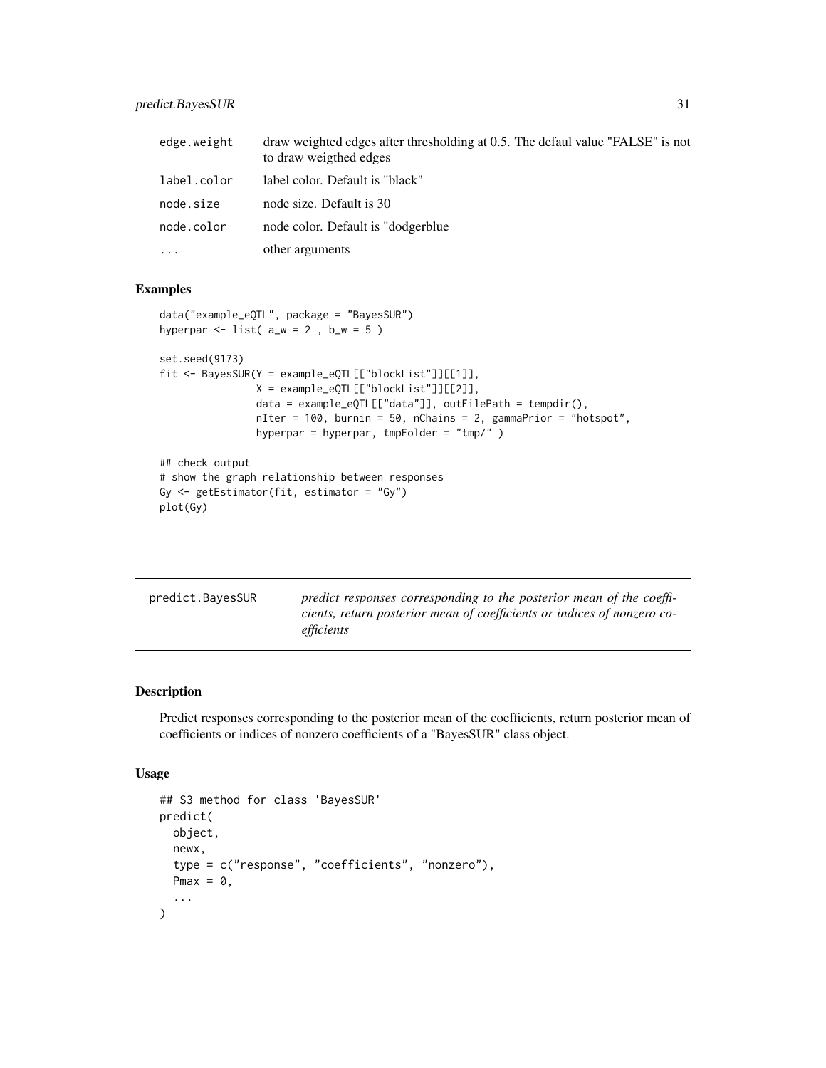| | |
|---|---|
| edge.weight | draw weighted edges after thresholding at 0.5. The defaul value "FALSE" is not to draw weigthed edges |
| label.color | label color. Default is "black" |
| node.size | node size. Default is 30 |
| node.color | node color. Default is "dodgerblue |
| ... | other arguments |

## Examples

```
data("example_eQTL", package = "BayesSUR")
hyperpar <- list( a_w = 2 , b_w = 5 )

set.seed(9173)
fit <- BayesSUR(Y = example_eQTL[["blockList"]][[1]],
                X = example_eQTL[["blockList"]][[2]],
                data = example_eQTL[["data"]], outFilePath = tempdir(),
                nIter = 100, burnin = 50, nChains = 2, gammaPrior = "hotspot",
                hyperpar = hyperpar, tmpFolder = "tmp/" )

## check output
# show the graph relationship between responses
Gy <- getEstimator(fit, estimator = "Gy")
plot(Gy)
```

---

# predict.BayesSUR

*predict responses corresponding to the posterior mean of the coefficients, return posterior mean of coefficients or indices of nonzero coefficients*

---

## Description

Predict responses corresponding to the posterior mean of the coefficients, return posterior mean of coefficients or indices of nonzero coefficients of a "BayesSUR" class object.

## Usage

```
## S3 method for class 'BayesSUR'
predict(
  object,
  newx,
  type = c("response", "coefficients", "nonzero"),
  Pmax = 0,
  ...
)
```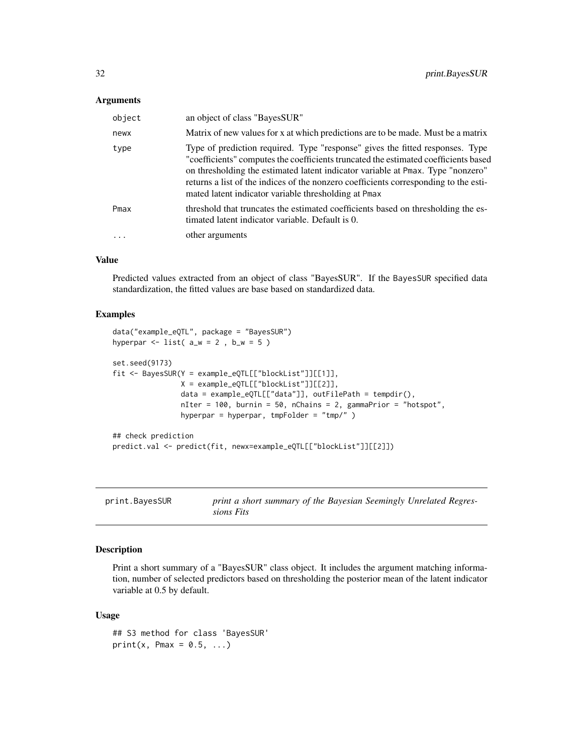### Arguments

| | |
|---|---|
| `object` | an object of class "BayesSUR" |
| `newx` | Matrix of new values for x at which predictions are to be made. Must be a matrix |
| `type` | Type of prediction required. Type "response" gives the fitted responses. Type "coefficients" computes the coefficients truncated the estimated coefficients based on thresholding the estimated latent indicator variable at `Pmax`. Type "nonzero" returns a list of the indices of the nonzero coefficients corresponding to the estimated latent indicator variable thresholding at `Pmax` |
| `Pmax` | threshold that truncates the estimated coefficients based on thresholding the estimated latent indicator variable. Default is 0. |
| `...` | other arguments |

### Value

Predicted values extracted from an object of class "BayesSUR". If the `BayesSUR` specified data standardization, the fitted values are base based on standardized data.

### Examples

```
data("example_eQTL", package = "BayesSUR")
hyperpar <- list( a_w = 2 , b_w = 5 )

set.seed(9173)
fit <- BayesSUR(Y = example_eQTL[["blockList"]][[1]],
                X = example_eQTL[["blockList"]][[2]],
                data = example_eQTL[["data"]], outFilePath = tempdir(),
                nIter = 100, burnin = 50, nChains = 2, gammaPrior = "hotspot",
                hyperpar = hyperpar, tmpFolder = "tmp/" )

## check prediction
predict.val <- predict(fit, newx=example_eQTL[["blockList"]][[2]])
```

---

## print.BayesSUR    *print a short summary of the Bayesian Seemingly Unrelated Regressions Fits*

### Description

Print a short summary of a "BayesSUR" class object. It includes the argument matching information, number of selected predictors based on thresholding the posterior mean of the latent indicator variable at 0.5 by default.

### Usage

```
## S3 method for class 'BayesSUR'
print(x, Pmax = 0.5, ...)
```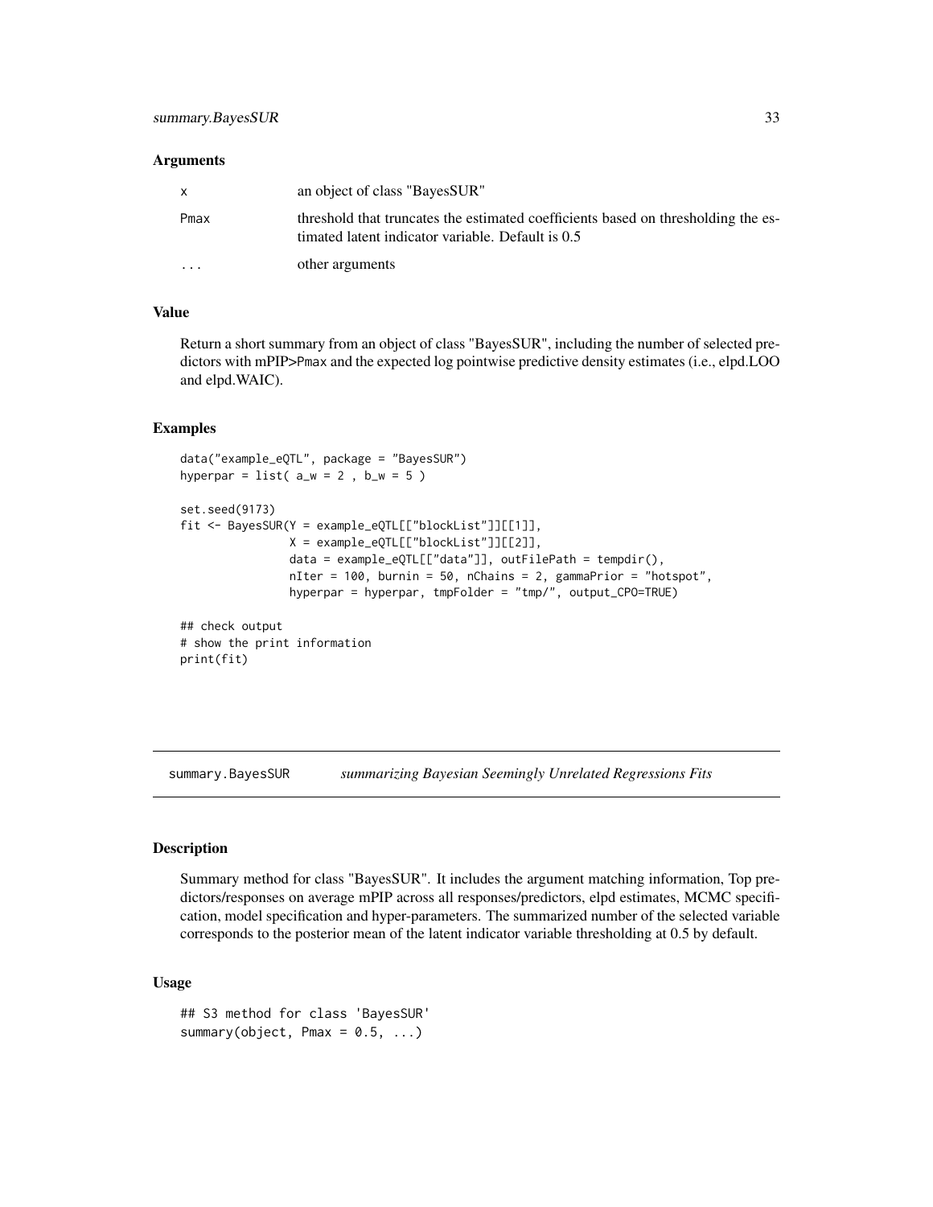### Arguments

| | |
|---|---|
| x | an object of class "BayesSUR" |
| Pmax | threshold that truncates the estimated coefficients based on thresholding the estimated latent indicator variable. Default is 0.5 |
| ... | other arguments |

### Value

Return a short summary from an object of class "BayesSUR", including the number of selected predictors with mPIP>Pmax and the expected log pointwise predictive density estimates (i.e., elpd.LOO and elpd.WAIC).

### Examples

```
data("example_eQTL", package = "BayesSUR")
hyperpar = list( a_w = 2 , b_w = 5 )

set.seed(9173)
fit <- BayesSUR(Y = example_eQTL[["blockList"]][[1]],
                X = example_eQTL[["blockList"]][[2]],
                data = example_eQTL[["data"]], outFilePath = tempdir(),
                nIter = 100, burnin = 50, nChains = 2, gammaPrior = "hotspot",
                hyperpar = hyperpar, tmpFolder = "tmp/", output_CPO=TRUE)

## check output
# show the print information
print(fit)
```

---

## summary.BayesSUR    *summarizing Bayesian Seemingly Unrelated Regressions Fits*

### Description

Summary method for class "BayesSUR". It includes the argument matching information, Top predictors/responses on average mPIP across all responses/predictors, elpd estimates, MCMC specification, model specification and hyper-parameters. The summarized number of the selected variable corresponds to the posterior mean of the latent indicator variable thresholding at 0.5 by default.

### Usage

```
## S3 method for class 'BayesSUR'
summary(object, Pmax = 0.5, ...)
```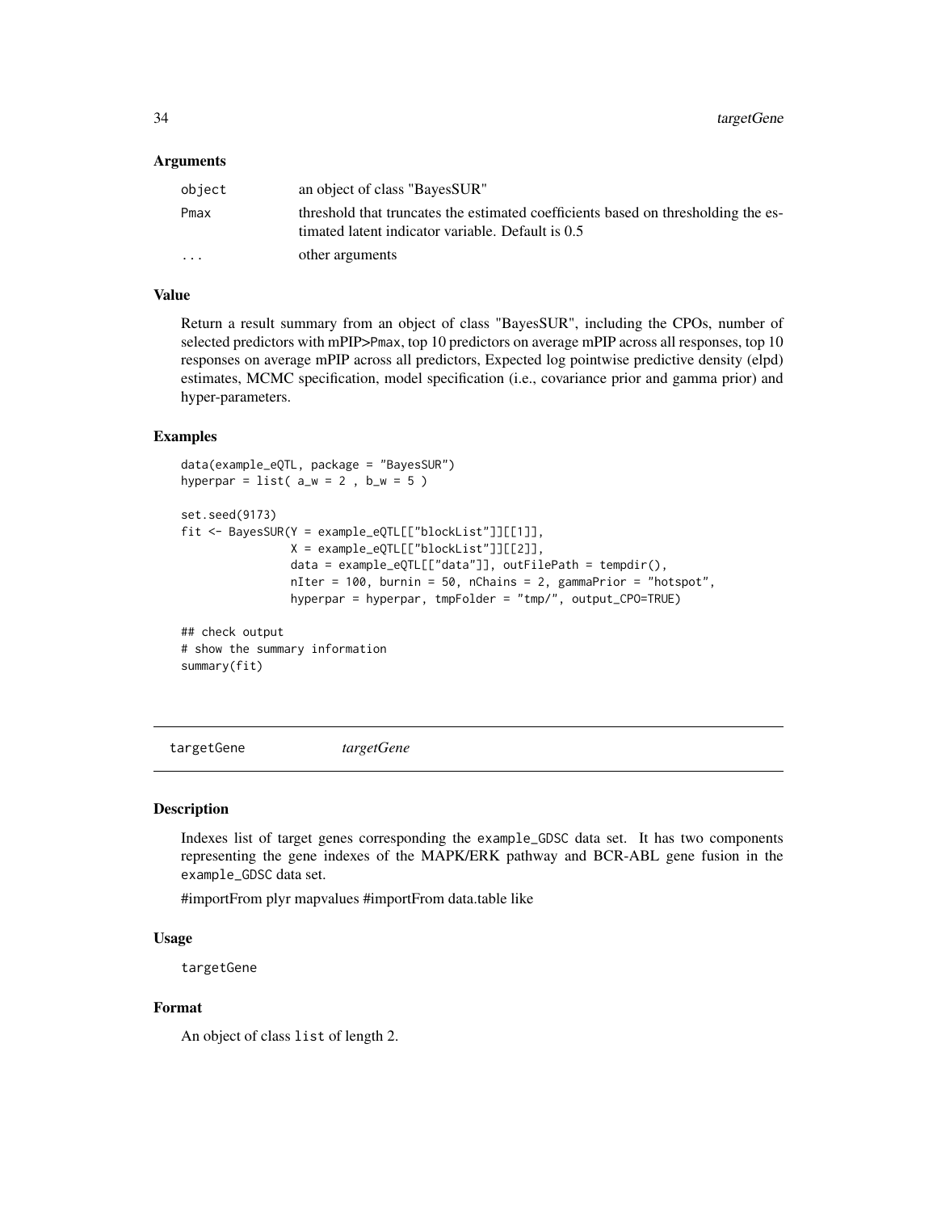### Arguments

| | |
|---|---|
| object | an object of class "BayesSUR" |
| Pmax | threshold that truncates the estimated coefficients based on thresholding the estimated latent indicator variable. Default is 0.5 |
| ... | other arguments |

### Value

Return a result summary from an object of class "BayesSUR", including the CPOs, number of selected predictors with mPIP>Pmax, top 10 predictors on average mPIP across all responses, top 10 responses on average mPIP across all predictors, Expected log pointwise predictive density (elpd) estimates, MCMC specification, model specification (i.e., covariance prior and gamma prior) and hyper-parameters.

### Examples

```
data(example_eQTL, package = "BayesSUR")
hyperpar = list( a_w = 2 , b_w = 5 )

set.seed(9173)
fit <- BayesSUR(Y = example_eQTL[["blockList"]][[1]],
                X = example_eQTL[["blockList"]][[2]],
                data = example_eQTL[["data"]], outFilePath = tempdir(),
                nIter = 100, burnin = 50, nChains = 2, gammaPrior = "hotspot",
                hyperpar = hyperpar, tmpFolder = "tmp/", output_CPO=TRUE)

## check output
# show the summary information
summary(fit)
```

## targetGene *targetGene*

### Description

Indexes list of target genes corresponding the example_GDSC data set. It has two components representing the gene indexes of the MAPK/ERK pathway and BCR-ABL gene fusion in the example_GDSC data set.

#importFrom plyr mapvalues #importFrom data.table like

### Usage

```
targetGene
```

### Format

An object of class list of length 2.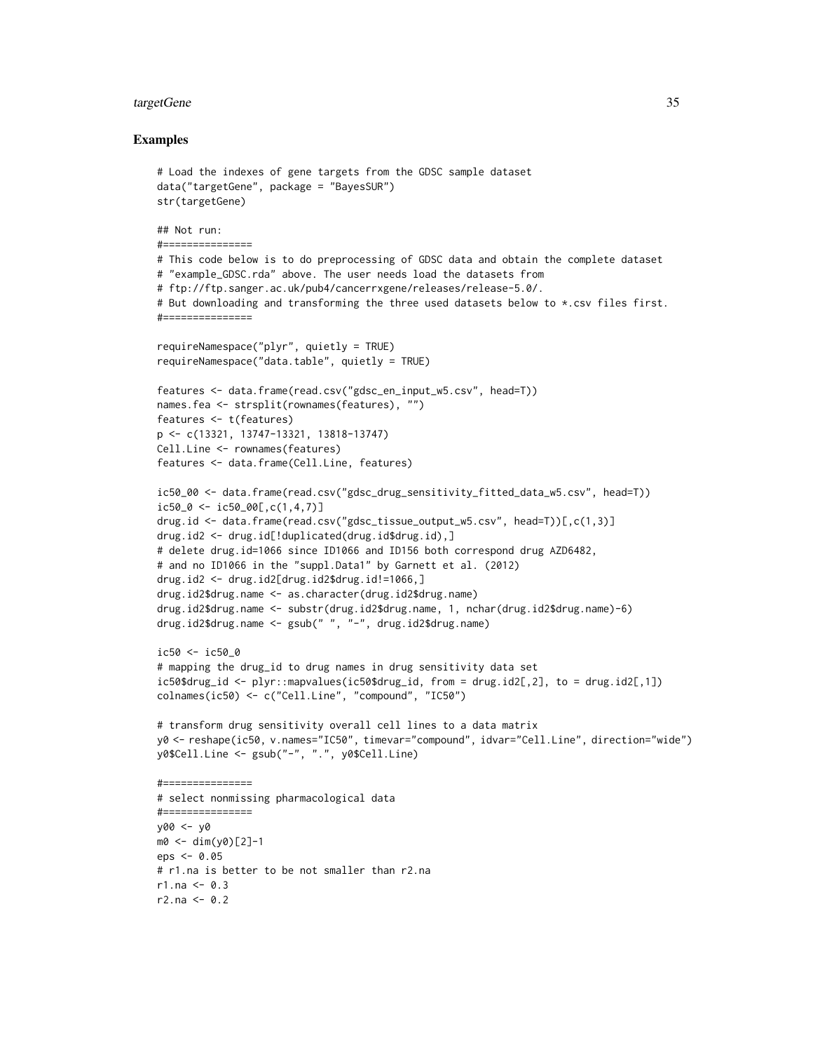## Examples

```
# Load the indexes of gene targets from the GDSC sample dataset
data("targetGene", package = "BayesSUR")
str(targetGene)

## Not run:
#===============
# This code below is to do preprocessing of GDSC data and obtain the complete dataset
# "example_GDSC.rda" above. The user needs load the datasets from
# ftp://ftp.sanger.ac.uk/pub4/cancerrxgene/releases/release-5.0/.
# But downloading and transforming the three used datasets below to *.csv files first.
#===============

requireNamespace("plyr", quietly = TRUE)
requireNamespace("data.table", quietly = TRUE)

features <- data.frame(read.csv("gdsc_en_input_w5.csv", head=T))
names.fea <- strsplit(rownames(features), "")
features <- t(features)
p <- c(13321, 13747-13321, 13818-13747)
Cell.Line <- rownames(features)
features <- data.frame(Cell.Line, features)

ic50_00 <- data.frame(read.csv("gdsc_drug_sensitivity_fitted_data_w5.csv", head=T))
ic50_0 <- ic50_00[,c(1,4,7)]
drug.id <- data.frame(read.csv("gdsc_tissue_output_w5.csv", head=T))[,c(1,3)]
drug.id2 <- drug.id[!duplicated(drug.id$drug.id),]
# delete drug.id=1066 since ID1066 and ID156 both correspond drug AZD6482,
# and no ID1066 in the "suppl.Data1" by Garnett et al. (2012)
drug.id2 <- drug.id2[drug.id2$drug.id!=1066,]
drug.id2$drug.name <- as.character(drug.id2$drug.name)
drug.id2$drug.name <- substr(drug.id2$drug.name, 1, nchar(drug.id2$drug.name)-6)
drug.id2$drug.name <- gsub(" ", "-", drug.id2$drug.name)

ic50 <- ic50_0
# mapping the drug_id to drug names in drug sensitivity data set
ic50$drug_id <- plyr::mapvalues(ic50$drug_id, from = drug.id2[,2], to = drug.id2[,1])
colnames(ic50) <- c("Cell.Line", "compound", "IC50")

# transform drug sensitivity overall cell lines to a data matrix
y0 <- reshape(ic50, v.names="IC50", timevar="compound", idvar="Cell.Line", direction="wide")
y0$Cell.Line <- gsub("-", ".", y0$Cell.Line)

#===============
# select nonmissing pharmacological data
#===============
y00 <- y0
m0 <- dim(y0)[2]-1
eps <- 0.05
# r1.na is better to be not smaller than r2.na
r1.na <- 0.3
r2.na <- 0.2
```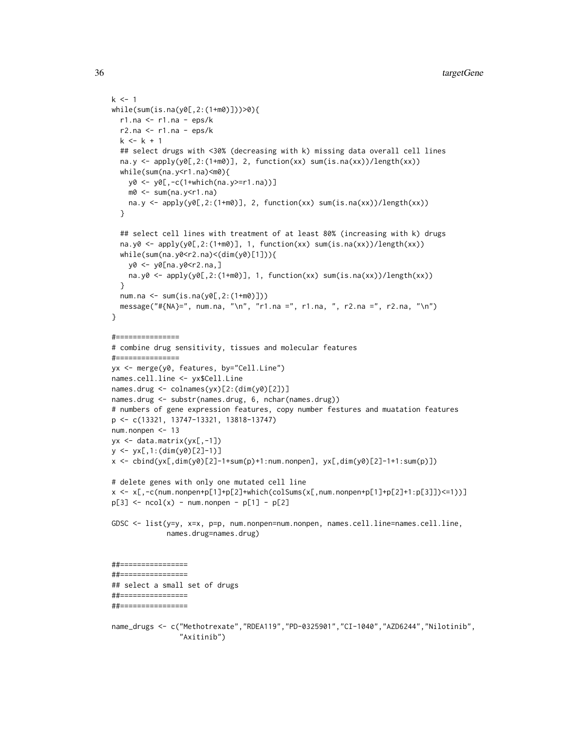```
k <- 1
while(sum(is.na(y0[,2:(1+m0)]))>0){
  r1.na <- r1.na - eps/k
  r2.na <- r1.na - eps/k
  k <- k + 1
  ## select drugs with <30% (decreasing with k) missing data overall cell lines
  na.y <- apply(y0[,2:(1+m0)], 2, function(xx) sum(is.na(xx))/length(xx))
  while(sum(na.y<r1.na)<m0){
    y0 <- y0[,-c(1+which(na.y>=r1.na))]
    m0 <- sum(na.y<r1.na)
    na.y <- apply(y0[,2:(1+m0)], 2, function(xx) sum(is.na(xx))/length(xx))
  }

  ## select cell lines with treatment of at least 80% (increasing with k) drugs
  na.y0 <- apply(y0[,2:(1+m0)], 1, function(xx) sum(is.na(xx))/length(xx))
  while(sum(na.y0<r2.na)<(dim(y0)[1])){
    y0 <- y0[na.y0<r2.na,]
    na.y0 <- apply(y0[,2:(1+m0)], 1, function(xx) sum(is.na(xx))/length(xx))
  }
  num.na <- sum(is.na(y0[,2:(1+m0)]))
  message("#{NA}=", num.na, "\n", "r1.na =", r1.na, ", r2.na =", r2.na, "\n")
}

#===============
# combine drug sensitivity, tissues and molecular features
#===============
yx <- merge(y0, features, by="Cell.Line")
names.cell.line <- yx$Cell.Line
names.drug <- colnames(yx)[2:(dim(y0)[2])]
names.drug <- substr(names.drug, 6, nchar(names.drug))
# numbers of gene expression features, copy number festures and muatation features
p <- c(13321, 13747-13321, 13818-13747)
num.nonpen <- 13
yx <- data.matrix(yx[,-1])
y <- yx[,1:(dim(y0)[2]-1)]
x <- cbind(yx[,dim(y0)[2]-1+sum(p)+1:num.nonpen], yx[,dim(y0)[2]-1+1:sum(p)])

# delete genes with only one mutated cell line
x <- x[,-c(num.nonpen+p[1]+p[2]+which(colSums(x[,num.nonpen+p[1]+p[2]+1:p[3]])<=1))]
p[3] <- ncol(x) - num.nonpen - p[1] - p[2]

GDSC <- list(y=y, x=x, p=p, num.nonpen=num.nonpen, names.cell.line=names.cell.line,
             names.drug=names.drug)


##================
##================
## select a small set of drugs
##================
##================

name_drugs <- c("Methotrexate","RDEA119","PD-0325901","CI-1040","AZD6244","Nilotinib",
                "Axitinib")
```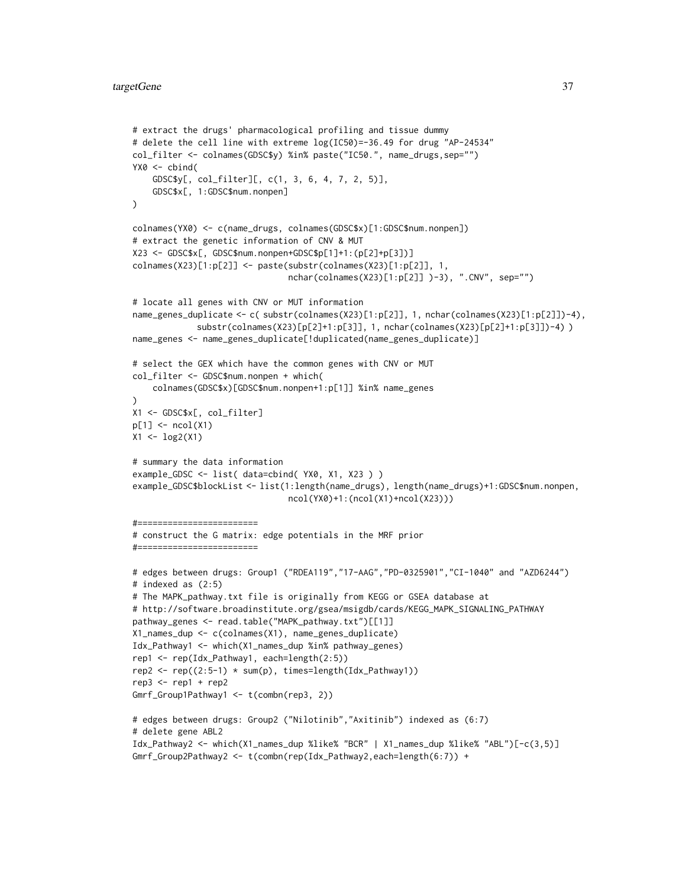```
# extract the drugs' pharmacological profiling and tissue dummy
# delete the cell line with extreme log(IC50)=-36.49 for drug "AP-24534"
col_filter <- colnames(GDSC$y) %in% paste("IC50.", name_drugs,sep="")
YX0 <- cbind(
    GDSC$y[, col_filter][, c(1, 3, 6, 4, 7, 2, 5)],
    GDSC$x[, 1:GDSC$num.nonpen]
)

colnames(YX0) <- c(name_drugs, colnames(GDSC$x)[1:GDSC$num.nonpen])
# extract the genetic information of CNV & MUT
X23 <- GDSC$x[, GDSC$num.nonpen+GDSC$p[1]+1:(p[2]+p[3])]
colnames(X23)[1:p[2]] <- paste(substr(colnames(X23)[1:p[2]], 1,
                               nchar(colnames(X23)[1:p[2]] )-3), ".CNV", sep="")

# locate all genes with CNV or MUT information
name_genes_duplicate <- c( substr(colnames(X23)[1:p[2]], 1, nchar(colnames(X23)[1:p[2]])-4),
            substr(colnames(X23)[p[2]+1:p[3]], 1, nchar(colnames(X23)[p[2]+1:p[3]])-4) )
name_genes <- name_genes_duplicate[!duplicated(name_genes_duplicate)]

# select the GEX which have the common genes with CNV or MUT
col_filter <- GDSC$num.nonpen + which(
    colnames(GDSC$x)[GDSC$num.nonpen+1:p[1]] %in% name_genes
)
X1 <- GDSC$x[, col_filter]
p[1] <- ncol(X1)
X1 <- log2(X1)

# summary the data information
example_GDSC <- list( data=cbind( YX0, X1, X23 ) )
example_GDSC$blockList <- list(1:length(name_drugs), length(name_drugs)+1:GDSC$num.nonpen,
                               ncol(YX0)+1:(ncol(X1)+ncol(X23)))

#========================
# construct the G matrix: edge potentials in the MRF prior
#========================

# edges between drugs: Group1 ("RDEA119","17-AAG","PD-0325901","CI-1040" and "AZD6244")
# indexed as (2:5)
# The MAPK_pathway.txt file is originally from KEGG or GSEA database at
# http://software.broadinstitute.org/gsea/msigdb/cards/KEGG_MAPK_SIGNALING_PATHWAY
pathway_genes <- read.table("MAPK_pathway.txt")[[1]]
X1_names_dup <- c(colnames(X1), name_genes_duplicate)
Idx_Pathway1 <- which(X1_names_dup %in% pathway_genes)
rep1 <- rep(Idx_Pathway1, each=length(2:5))
rep2 <- rep((2:5-1) * sum(p), times=length(Idx_Pathway1))
rep3 <- rep1 + rep2
Gmrf_Group1Pathway1 <- t(combn(rep3, 2))

# edges between drugs: Group2 ("Nilotinib","Axitinib") indexed as (6:7)
# delete gene ABL2
Idx_Pathway2 <- which(X1_names_dup %like% "BCR" | X1_names_dup %like% "ABL")[-c(3,5)]
Gmrf_Group2Pathway2 <- t(combn(rep(Idx_Pathway2,each=length(6:7)) +
```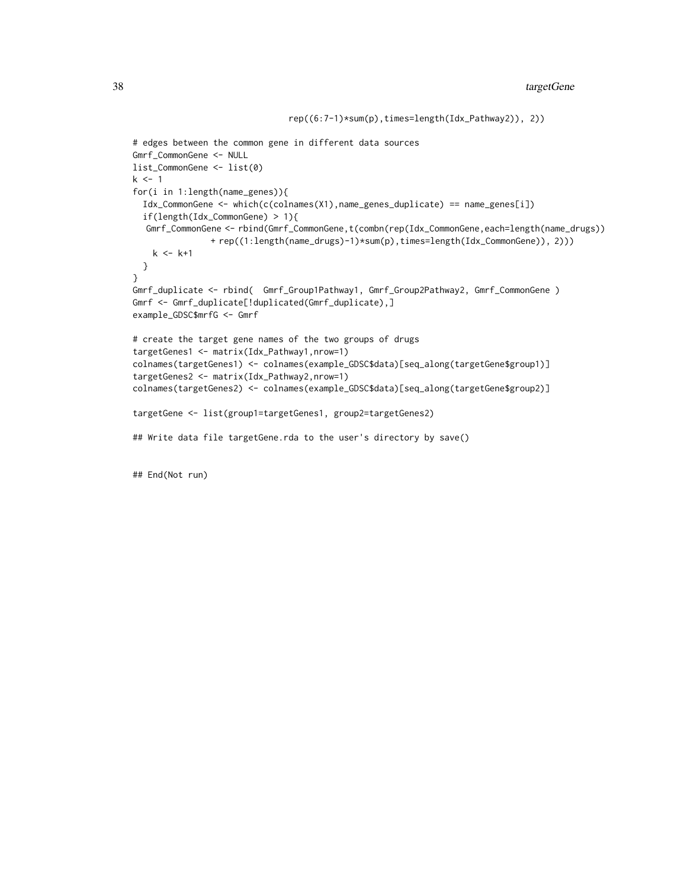```
                              rep((6:7-1)*sum(p),times=length(Idx_Pathway2)), 2))

# edges between the common gene in different data sources
Gmrf_CommonGene <- NULL
list_CommonGene <- list(0)
k <- 1
for(i in 1:length(name_genes)){
  Idx_CommonGene <- which(c(colnames(X1),name_genes_duplicate) == name_genes[i])
  if(length(Idx_CommonGene) > 1){
   Gmrf_CommonGene <- rbind(Gmrf_CommonGene,t(combn(rep(Idx_CommonGene,each=length(name_drugs))
              + rep((1:length(name_drugs)-1)*sum(p),times=length(Idx_CommonGene)), 2)))
    k <- k+1
  }
}
Gmrf_duplicate <- rbind(  Gmrf_Group1Pathway1, Gmrf_Group2Pathway2, Gmrf_CommonGene )
Gmrf <- Gmrf_duplicate[!duplicated(Gmrf_duplicate),]
example_GDSC$mrfG <- Gmrf

# create the target gene names of the two groups of drugs
targetGenes1 <- matrix(Idx_Pathway1,nrow=1)
colnames(targetGenes1) <- colnames(example_GDSC$data)[seq_along(targetGene$group1)]
targetGenes2 <- matrix(Idx_Pathway2,nrow=1)
colnames(targetGenes2) <- colnames(example_GDSC$data)[seq_along(targetGene$group2)]

targetGene <- list(group1=targetGenes1, group2=targetGenes2)

## Write data file targetGene.rda to the user's directory by save()


## End(Not run)
```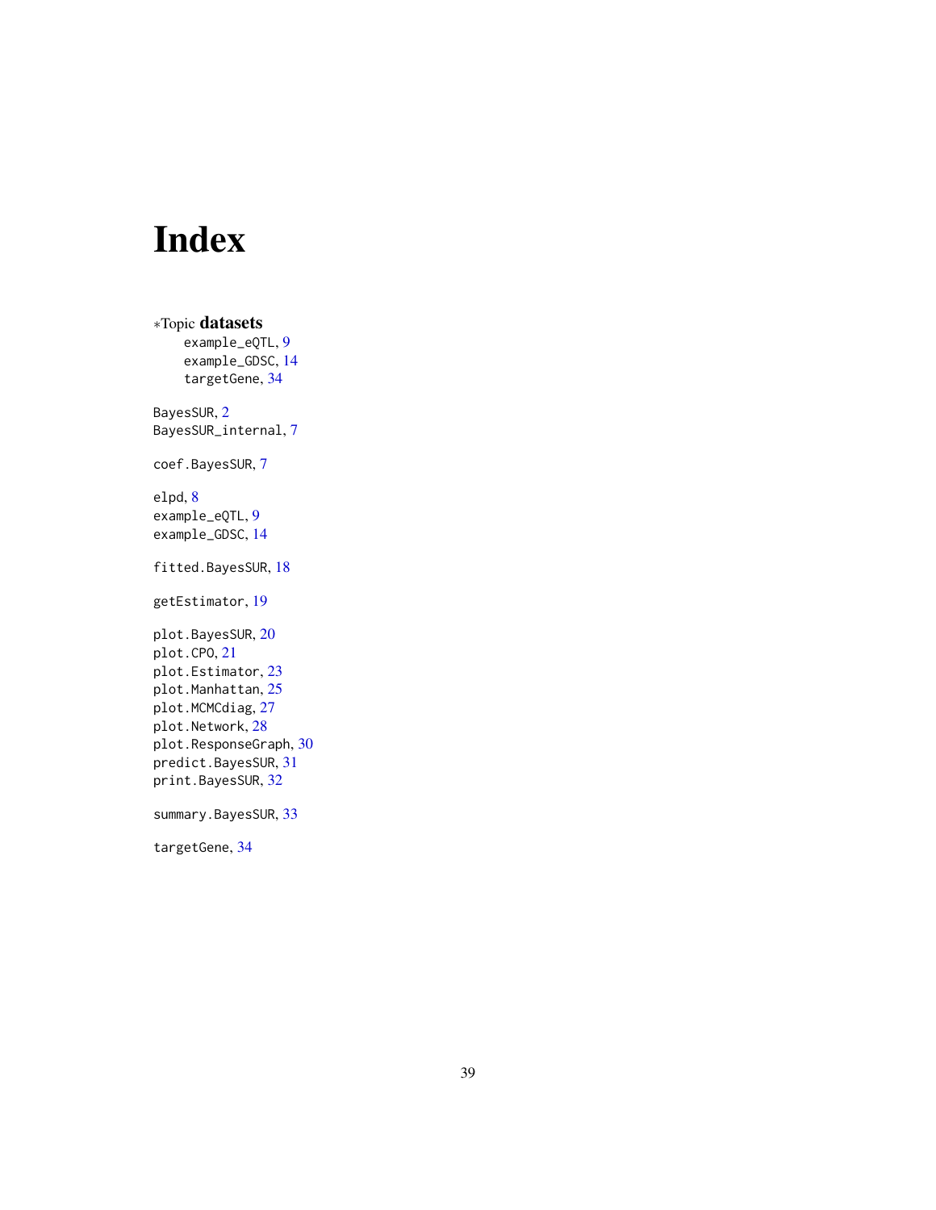# Index

*Topic **datasets**
- example_eQTL, 9
- example_GDSC, 14
- targetGene, 34

BayesSUR, 2
BayesSUR_internal, 7

coef.BayesSUR, 7

elpd, 8
example_eQTL, 9
example_GDSC, 14

fitted.BayesSUR, 18

getEstimator, 19

plot.BayesSUR, 20
plot.CPO, 21
plot.Estimator, 23
plot.Manhattan, 25
plot.MCMCdiag, 27
plot.Network, 28
plot.ResponseGraph, 30
predict.BayesSUR, 31
print.BayesSUR, 32

summary.BayesSUR, 33

targetGene, 34